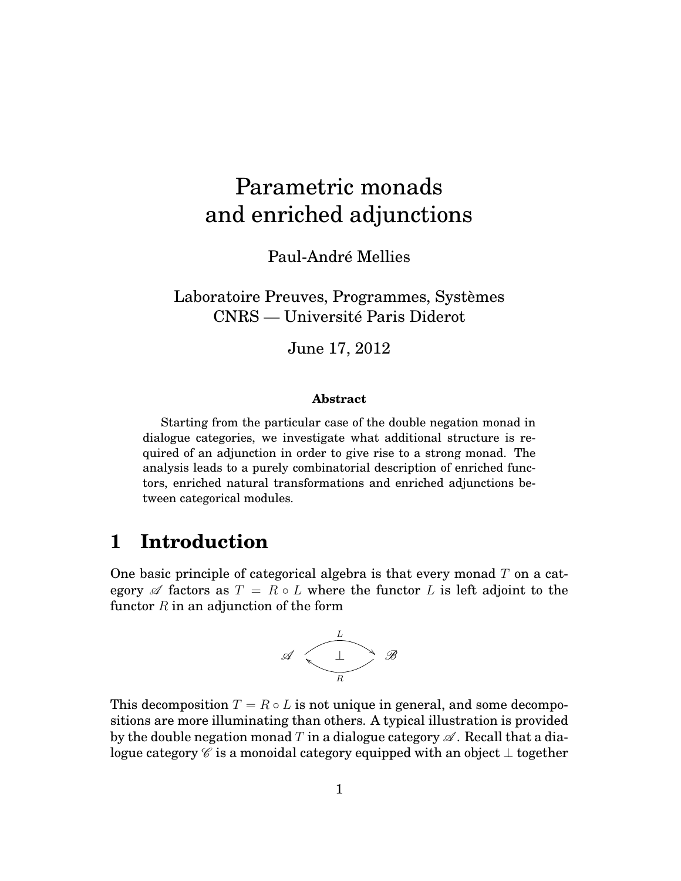# Parametric monads and enriched adjunctions

Paul-André Mellies

Laboratoire Preuves, Programmes, Systèmes
CNRS — Université Paris Diderot

June 17, 2012

**Abstract**

Starting from the particular case of the double negation monad in dialogue categories, we investigate what additional structure is required of an adjunction in order to give rise to a strong monad. The analysis leads to a purely combinatorial description of enriched functors, enriched natural transformations and enriched adjunctions between categorical modules.

## 1 Introduction

One basic principle of categorical algebra is that every monad $T$ on a category $\mathscr{A}$ factors as $T = R \circ L$ where the functor $L$ is left adjoint to the functor $R$ in an adjunction of the form

$$\mathscr{A} \underset{R}{\overset{L}{\rightleftarrows}} \mathscr{B} \qquad (L \dashv R)$$

This decomposition $T = R \circ L$ is not unique in general, and some decompositions are more illuminating than others. A typical illustration is provided by the double negation monad $T$ in a dialogue category $\mathscr{A}$. Recall that a dialogue category $\mathscr{C}$ is a monoidal category equipped with an object $\perp$ together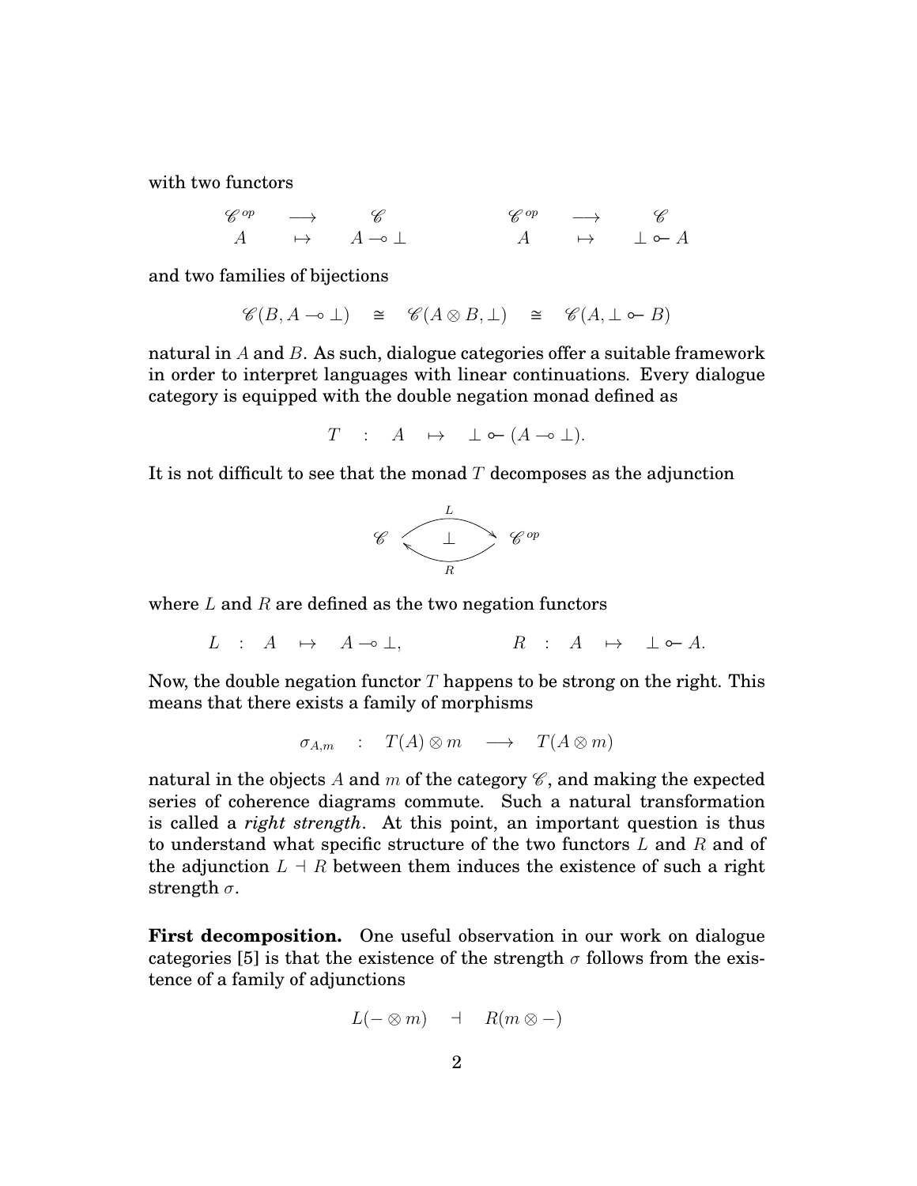with two functors

$$\begin{array}{ccc} \mathscr{C}^{op} & \longrightarrow & \mathscr{C} \\ A & \mapsto & A \multimap \bot \end{array} \qquad\qquad \begin{array}{ccc} \mathscr{C}^{op} & \longrightarrow & \mathscr{C} \\ A & \mapsto & \bot \multimapinv A \end{array}$$

and two families of bijections

$$\mathscr{C}(B, A \multimap \bot) \quad \cong \quad \mathscr{C}(A \otimes B, \bot) \quad \cong \quad \mathscr{C}(A, \bot \multimapinv B)$$

natural in $A$ and $B$. As such, dialogue categories offer a suitable framework in order to interpret languages with linear continuations. Every dialogue category is equipped with the double negation monad defined as

$$T \quad : \quad A \quad \mapsto \quad \bot \multimapinv (A \multimap \bot).$$

It is not difficult to see that the monad $T$ decomposes as the adjunction

$$\mathscr{C} \underset{R}{\overset{L}{\rightleftarrows}} \mathscr{C}^{op} \qquad (L \dashv R)$$

where $L$ and $R$ are defined as the two negation functors

$$L \;:\; A \;\mapsto\; A \multimap \bot, \qquad\qquad R \;:\; A \;\mapsto\; \bot \multimapinv A.$$

Now, the double negation functor $T$ happens to be strong on the right. This means that there exists a family of morphisms

$$\sigma_{A,m} \quad : \quad T(A) \otimes m \quad \longrightarrow \quad T(A \otimes m)$$

natural in the objects $A$ and $m$ of the category $\mathscr{C}$, and making the expected series of coherence diagrams commute. Such a natural transformation is called a *right strength*. At this point, an important question is thus to understand what specific structure of the two functors $L$ and $R$ and of the adjunction $L \dashv R$ between them induces the existence of such a right strength $\sigma$.

**First decomposition.** One useful observation in our work on dialogue categories [5] is that the existence of the strength $\sigma$ follows from the existence of a family of adjunctions

$$L(- \otimes m) \quad \dashv \quad R(m \otimes -)$$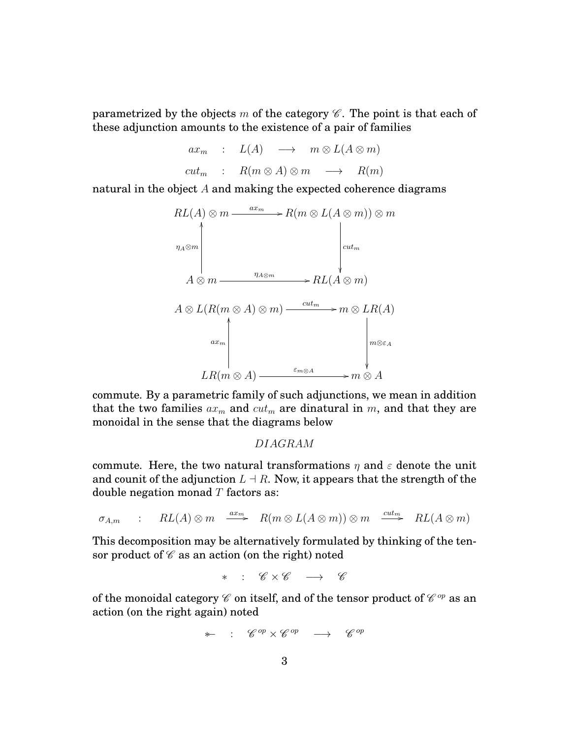parametrized by the objects $m$ of the category $\mathscr{C}$. The point is that each of these adjunction amounts to the existence of a pair of families

$$
\begin{array}{rcrcl}
ax_m & : & L(A) & \longrightarrow & m \otimes L(A \otimes m) \\
cut_m & : & R(m \otimes A) \otimes m & \longrightarrow & R(m)
\end{array}
$$

natural in the object $A$ and making the expected coherence diagrams

$$
\begin{array}{ccc}
RL(A) \otimes m & \xrightarrow{ax_m} & R(m \otimes L(A \otimes m)) \otimes m \\
\uparrow {\scriptstyle \eta_A \otimes m} & & \downarrow {\scriptstyle cut_m} \\
A \otimes m & \xrightarrow{\eta_{A \otimes m}} & RL(A \otimes m)
\end{array}
$$

$$
\begin{array}{ccc}
A \otimes L(R(m \otimes A) \otimes m) & \xrightarrow{cut_m} & m \otimes LR(A) \\
\uparrow {\scriptstyle ax_m} & & \downarrow {\scriptstyle m \otimes \varepsilon_A} \\
LR(m \otimes A) & \xrightarrow{\varepsilon_{m \otimes A}} & m \otimes A
\end{array}
$$

commute. By a parametric family of such adjunctions, we mean in addition that the two families $ax_m$ and $cut_m$ are dinatural in $m$, and that they are monoidal in the sense that the diagrams below

*DIAGRAM*

commute. Here, the two natural transformations $\eta$ and $\varepsilon$ denote the unit and counit of the adjunction $L \dashv R$. Now, it appears that the strength of the double negation monad $T$ factors as:

$$
\sigma_{A,m} \quad : \quad RL(A) \otimes m \quad \xrightarrow{ax_m} \quad R(m \otimes L(A \otimes m)) \otimes m \quad \xrightarrow{cut_m} \quad RL(A \otimes m)
$$

This decomposition may be alternatively formulated by thinking of the tensor product of $\mathscr{C}$ as an action (on the right) noted

$$
* \quad : \quad \mathscr{C} \times \mathscr{C} \quad \longrightarrow \quad \mathscr{C}
$$

of the monoidal category $\mathscr{C}$ on itself, and of the tensor product of $\mathscr{C}^{op}$ as an action (on the right again) noted

$$
\divideontimes \quad : \quad \mathscr{C}^{op} \times \mathscr{C}^{op} \quad \longrightarrow \quad \mathscr{C}^{op}
$$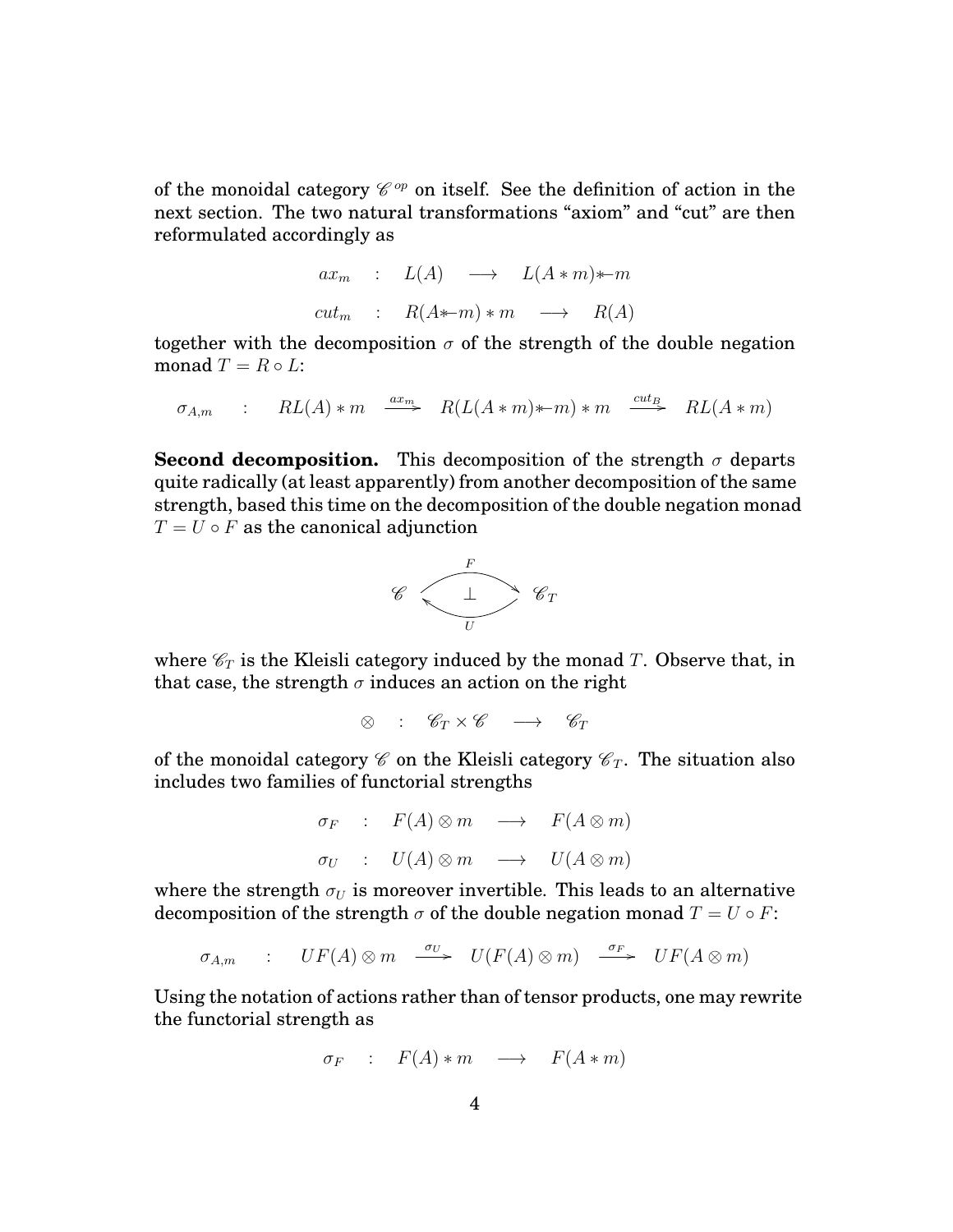of the monoidal category $\mathscr{C}^{op}$ on itself. See the definition of action in the next section. The two natural transformations "axiom" and "cut" are then reformulated accordingly as

$$ax_m \quad : \quad L(A) \quad \longrightarrow \quad L(A * m) \ast\!\!- m$$

$$cut_m \quad : \quad R(A \ast\!\!- m) * m \quad \longrightarrow \quad R(A)$$

together with the decomposition $\sigma$ of the strength of the double negation monad $T = R \circ L$:

$$\sigma_{A,m} \quad : \quad RL(A) * m \xrightarrow{ax_m} R(L(A * m) \ast\!\!- m) * m \xrightarrow{cut_B} RL(A * m)$$

**Second decomposition.** This decomposition of the strength $\sigma$ departs quite radically (at least apparently) from another decomposition of the same strength, based this time on the decomposition of the double negation monad $T = U \circ F$ as the canonical adjunction

$$\mathscr{C} \underset{U}{\overset{F}{\rightleftarrows}} \mathscr{C}_T \qquad (F \dashv U)$$

where $\mathscr{C}_T$ is the Kleisli category induced by the monad $T$. Observe that, in that case, the strength $\sigma$ induces an action on the right

$$\otimes \quad : \quad \mathscr{C}_T \times \mathscr{C} \quad \longrightarrow \quad \mathscr{C}_T$$

of the monoidal category $\mathscr{C}$ on the Kleisli category $\mathscr{C}_T$. The situation also includes two families of functorial strengths

$$\sigma_F \quad : \quad F(A) \otimes m \quad \longrightarrow \quad F(A \otimes m)$$

$$\sigma_U \quad : \quad U(A) \otimes m \quad \longrightarrow \quad U(A \otimes m)$$

where the strength $\sigma_U$ is moreover invertible. This leads to an alternative decomposition of the strength $\sigma$ of the double negation monad $T = U \circ F$:

$$\sigma_{A,m} \quad : \quad UF(A) \otimes m \xrightarrow{\sigma_U} U(F(A) \otimes m) \xrightarrow{\sigma_F} UF(A \otimes m)$$

Using the notation of actions rather than of tensor products, one may rewrite the functorial strength as

$$\sigma_F \quad : \quad F(A) * m \quad \longrightarrow \quad F(A * m)$$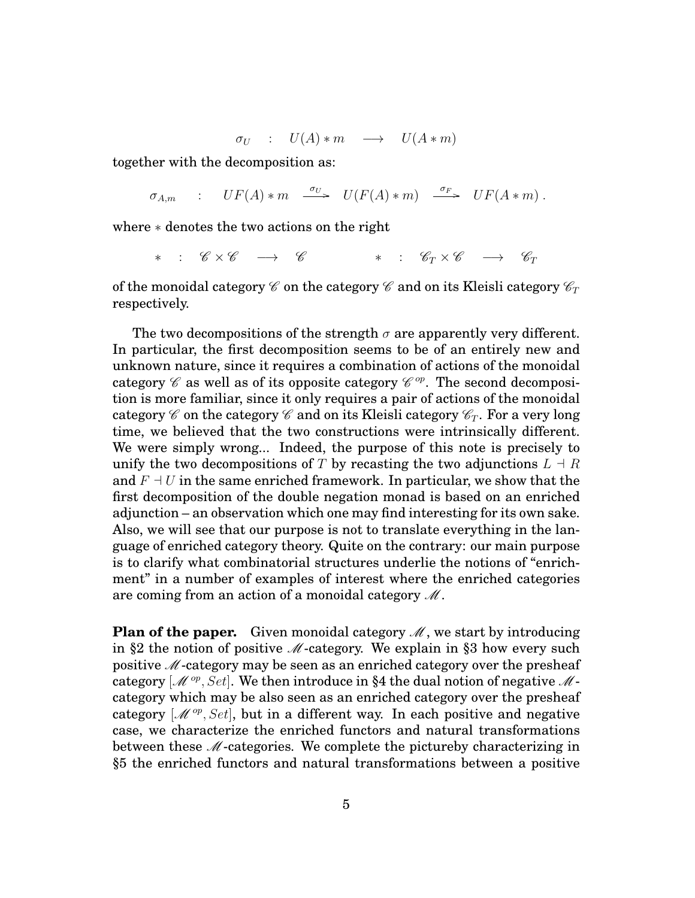$$\sigma_U \quad : \quad U(A) * m \quad \longrightarrow \quad U(A * m)$$

together with the decomposition as:

$$\sigma_{A,m} \quad : \quad UF(A) * m \quad \xrightarrow{\sigma_U} \quad U(F(A) * m) \quad \xrightarrow{\sigma_F} \quad UF(A * m) \, .$$

where $*$ denotes the two actions on the right

$$* \quad : \quad \mathscr{C} \times \mathscr{C} \quad \longrightarrow \quad \mathscr{C} \qquad\qquad * \quad : \quad \mathscr{C}_T \times \mathscr{C} \quad \longrightarrow \quad \mathscr{C}_T$$

of the monoidal category $\mathscr{C}$ on the category $\mathscr{C}$ and on its Kleisli category $\mathscr{C}_T$ respectively.

The two decompositions of the strength $\sigma$ are apparently very different. In particular, the first decomposition seems to be of an entirely new and unknown nature, since it requires a combination of actions of the monoidal category $\mathscr{C}$ as well as of its opposite category $\mathscr{C}^{op}$. The second decomposition is more familiar, since it only requires a pair of actions of the monoidal category $\mathscr{C}$ on the category $\mathscr{C}$ and on its Kleisli category $\mathscr{C}_T$. For a very long time, we believed that the two constructions were intrinsically different. We were simply wrong... Indeed, the purpose of this note is precisely to unify the two decompositions of $T$ by recasting the two adjunctions $L \dashv R$ and $F \dashv U$ in the same enriched framework. In particular, we show that the first decomposition of the double negation monad is based on an enriched adjunction – an observation which one may find interesting for its own sake. Also, we will see that our purpose is not to translate everything in the language of enriched category theory. Quite on the contrary: our main purpose is to clarify what combinatorial structures underlie the notions of "enrichment" in a number of examples of interest where the enriched categories are coming from an action of a monoidal category $\mathscr{M}$.

**Plan of the paper.** Given monoidal category $\mathscr{M}$, we start by introducing in §2 the notion of positive $\mathscr{M}$-category. We explain in §3 how every such positive $\mathscr{M}$-category may be seen as an enriched category over the presheaf category $[\mathscr{M}^{op}, Set]$. We then introduce in §4 the dual notion of negative $\mathscr{M}$-category which may be also seen as an enriched category over the presheaf category $[\mathscr{M}^{op}, Set]$, but in a different way. In each positive and negative case, we characterize the enriched functors and natural transformations between these $\mathscr{M}$-categories. We complete the pictureby characterizing in §5 the enriched functors and natural transformations between a positive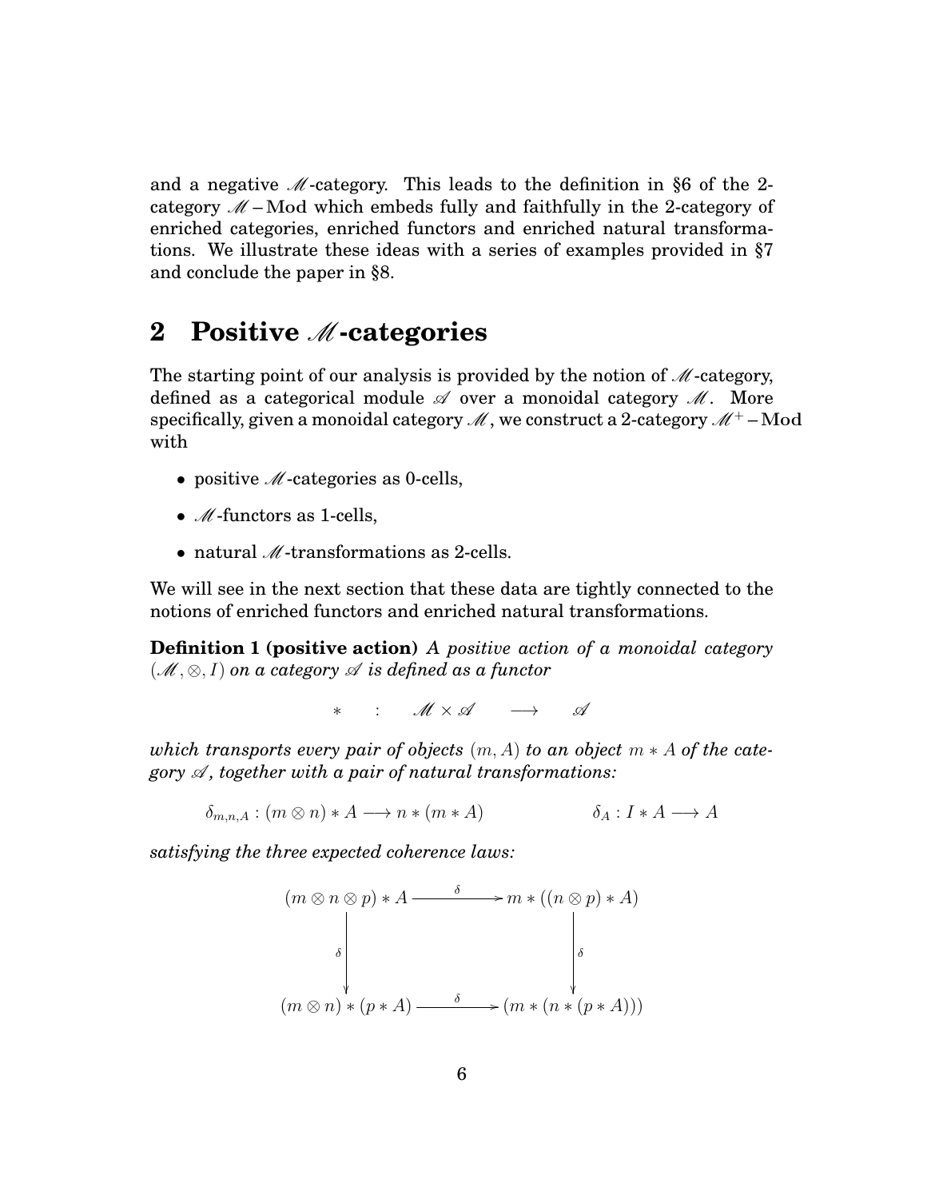and a negative $\mathscr{M}$-category. This leads to the definition in §6 of the 2-category $\mathscr{M}-\mathrm{Mod}$ which embeds fully and faithfully in the 2-category of enriched categories, enriched functors and enriched natural transformations. We illustrate these ideas with a series of examples provided in §7 and conclude the paper in §8.

## 2 Positive $\mathscr{M}$-categories

The starting point of our analysis is provided by the notion of $\mathscr{M}$-category, defined as a categorical module $\mathscr{A}$ over a monoidal category $\mathscr{M}$. More specifically, given a monoidal category $\mathscr{M}$, we construct a 2-category $\mathscr{M}^{+}-\mathrm{Mod}$ with

- positive $\mathscr{M}$-categories as 0-cells,
- $\mathscr{M}$-functors as 1-cells,
- natural $\mathscr{M}$-transformations as 2-cells.

We will see in the next section that these data are tightly connected to the notions of enriched functors and enriched natural transformations.

**Definition 1 (positive action)** *A positive action of a monoidal category $(\mathscr{M}, \otimes, I)$ on a category $\mathscr{A}$ is defined as a functor*

$$* \quad : \quad \mathscr{M} \times \mathscr{A} \quad \longrightarrow \quad \mathscr{A}$$

*which transports every pair of objects $(m, A)$ to an object $m * A$ of the category $\mathscr{A}$, together with a pair of natural transformations:*

$$\delta_{m,n,A} : (m \otimes n) * A \longrightarrow n * (m * A) \qquad\qquad \delta_A : I * A \longrightarrow A$$

*satisfying the three expected coherence laws:*

$$\begin{array}{ccc}
(m \otimes n \otimes p) * A & \xrightarrow{\ \delta\ } & m * ((n \otimes p) * A) \\
\Big\downarrow{\scriptstyle \delta} & & \Big\downarrow{\scriptstyle \delta} \\
(m \otimes n) * (p * A) & \xrightarrow{\ \delta\ } & (m * (n * (p * A)))
\end{array}$$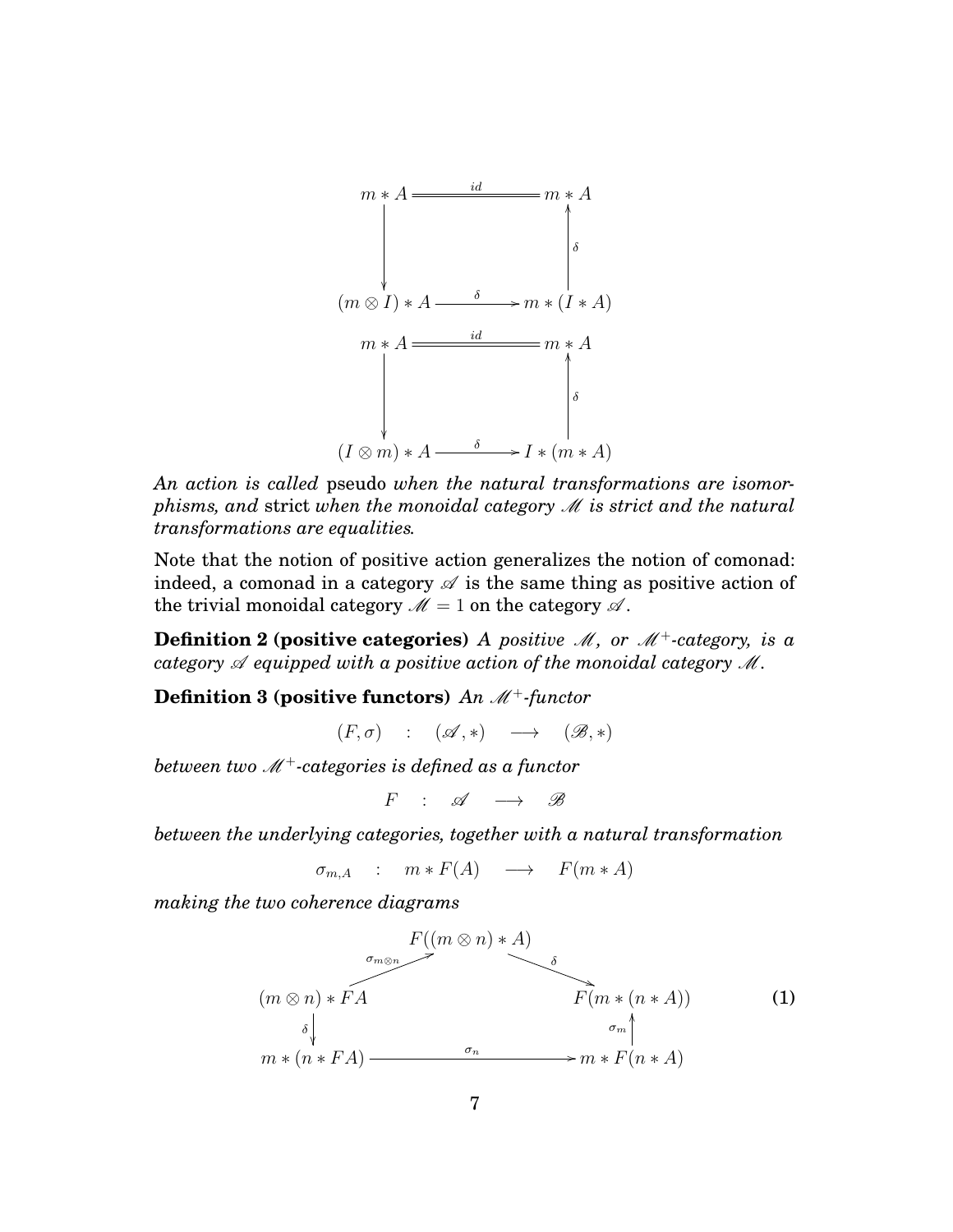$$
\begin{array}{ccc}
m * A & \overset{id}{=\!=\!=} & m * A \\
\big\downarrow & & \big\uparrow{\scriptstyle \delta} \\
(m \otimes I) * A & \xrightarrow{\delta} & m * (I * A)
\end{array}
$$

$$
\begin{array}{ccc}
m * A & \overset{id}{=\!=\!=} & m * A \\
\big\downarrow & & \big\uparrow{\scriptstyle \delta} \\
(I \otimes m) * A & \xrightarrow{\delta} & I * (m * A)
\end{array}
$$

*An action is called* pseudo *when the natural transformations are isomorphisms, and* strict *when the monoidal category $\mathscr{M}$ is strict and the natural transformations are equalities.*

Note that the notion of positive action generalizes the notion of comonad: indeed, a comonad in a category $\mathscr{A}$ is the same thing as positive action of the trivial monoidal category $\mathscr{M} = 1$ on the category $\mathscr{A}$.

**Definition 2 (positive categories)** *A positive $\mathscr{M}$, or $\mathscr{M}^+$-category, is a category $\mathscr{A}$ equipped with a positive action of the monoidal category $\mathscr{M}$.*

**Definition 3 (positive functors)** *An $\mathscr{M}^+$-functor*

$$(F, \sigma) \quad : \quad (\mathscr{A}, *) \quad \longrightarrow \quad (\mathscr{B}, *)$$

*between two $\mathscr{M}^+$-categories is defined as a functor*

$$F \quad : \quad \mathscr{A} \quad \longrightarrow \quad \mathscr{B}$$

*between the underlying categories, together with a natural transformation*

$$\sigma_{m,A} \quad : \quad m * F(A) \quad \longrightarrow \quad F(m * A)$$

*making the two coherence diagrams*

$$
\begin{array}{ccccc}
 & & F((m \otimes n) * A) & & \\
 & \nearrow^{\sigma_{m \otimes n}} & & \searrow^{\delta} & \\
(m \otimes n) * FA & & & & F(m * (n * A)) \\
{\scriptstyle \delta}\big\downarrow & & & & \big\uparrow{\scriptstyle \sigma_m} \\
m * (n * FA) & & \xrightarrow{\quad \sigma_n \quad} & & m * F(n * A)
\end{array}
\qquad (1)
$$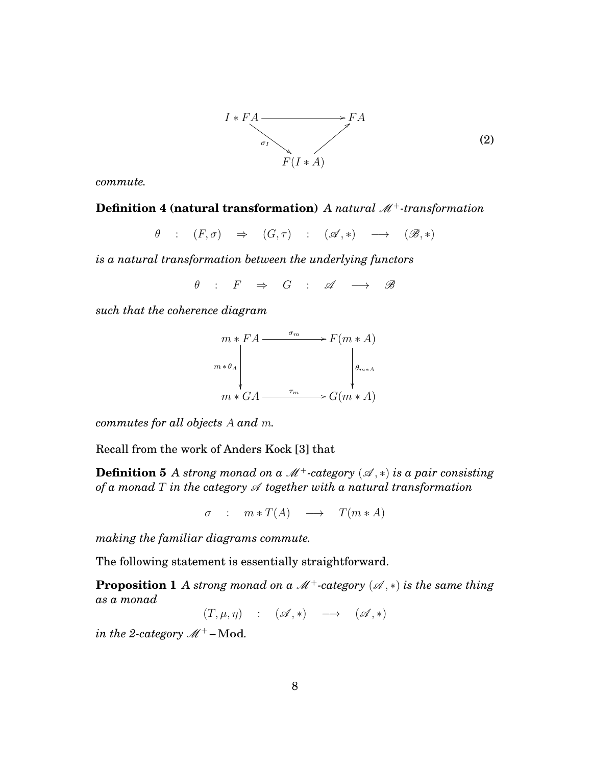$$
\begin{array}{ccc}
I * FA & \longrightarrow & FA \\
& \searrow^{\sigma_I} \quad \nearrow & \\
& F(I * A) &
\end{array}
\tag{2}
$$

*commute.*

**Definition 4 (natural transformation)** *A natural $\mathscr{M}^+$-transformation*

$$\theta \quad : \quad (F, \sigma) \quad \Rightarrow \quad (G, \tau) \quad : \quad (\mathscr{A}, *) \quad \longrightarrow \quad (\mathscr{B}, *)$$

*is a natural transformation between the underlying functors*

$$\theta \quad : \quad F \quad \Rightarrow \quad G \quad : \quad \mathscr{A} \quad \longrightarrow \quad \mathscr{B}$$

*such that the coherence diagram*

$$
\begin{array}{ccc}
m * FA & \xrightarrow{\sigma_m} & F(m * A) \\
{\scriptstyle m * \theta_A} \downarrow & & \downarrow {\scriptstyle \theta_{m*A}} \\
m * GA & \xrightarrow{\tau_m} & G(m * A)
\end{array}
$$

*commutes for all objects $A$ and $m$.*

Recall from the work of Anders Kock [3] that

**Definition 5** *A strong monad on a $\mathscr{M}^+$-category $(\mathscr{A}, *)$ is a pair consisting of a monad $T$ in the category $\mathscr{A}$ together with a natural transformation*

$$\sigma \quad : \quad m * T(A) \quad \longrightarrow \quad T(m * A)$$

*making the familiar diagrams commute.*

The following statement is essentially straightforward.

**Proposition 1** *A strong monad on a $\mathscr{M}^+$-category $(\mathscr{A}, *)$ is the same thing as a monad*

$$(T, \mu, \eta) \quad : \quad (\mathscr{A}, *) \quad \longrightarrow \quad (\mathscr{A}, *)$$

*in the 2-category $\mathscr{M}^+-\mathbf{Mod}$.*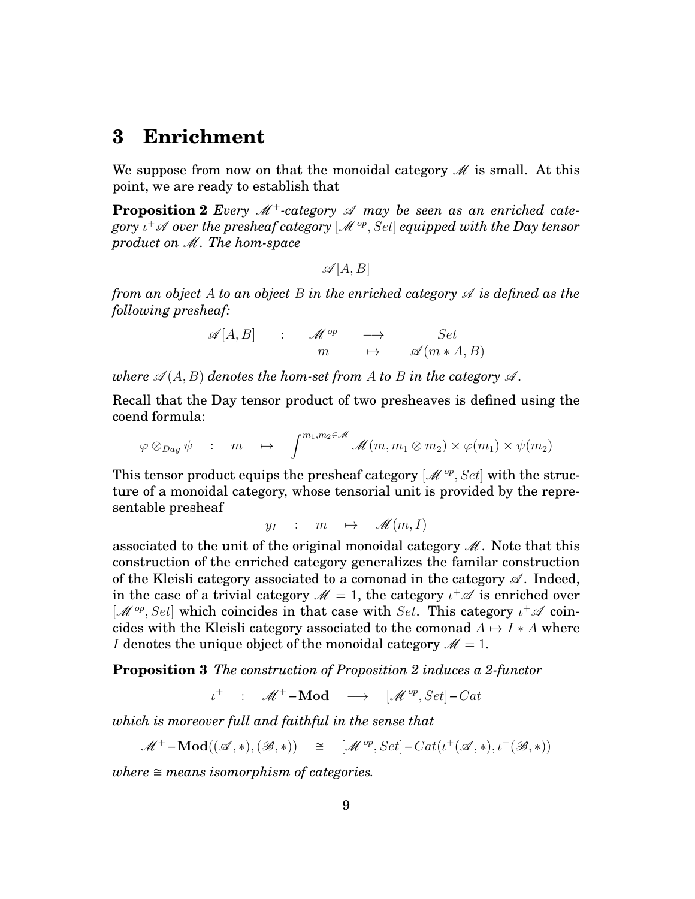# 3 Enrichment

We suppose from now on that the monoidal category $\mathscr{M}$ is small. At this point, we are ready to establish that

**Proposition 2** *Every $\mathscr{M}^+$-category $\mathscr{A}$ may be seen as an enriched category $\iota^+\mathscr{A}$ over the presheaf category $[\mathscr{M}^{op}, Set]$ equipped with the Day tensor product on $\mathscr{M}$. The hom-space*

$$\mathscr{A}[A, B]$$

*from an object $A$ to an object $B$ in the enriched category $\mathscr{A}$ is defined as the following presheaf:*

$$\begin{array}{cccccc} \mathscr{A}[A,B] & : & \mathscr{M}^{op} & \longrightarrow & Set \\ & & m & \mapsto & \mathscr{A}(m * A, B) \end{array}$$

*where $\mathscr{A}(A, B)$ denotes the hom-set from $A$ to $B$ in the category $\mathscr{A}$.*

Recall that the Day tensor product of two presheaves is defined using the coend formula:

$$\varphi \otimes_{Day} \psi \quad : \quad m \quad \mapsto \quad \int^{m_1, m_2 \in \mathscr{M}} \mathscr{M}(m, m_1 \otimes m_2) \times \varphi(m_1) \times \psi(m_2)$$

This tensor product equips the presheaf category $[\mathscr{M}^{op}, Set]$ with the structure of a monoidal category, whose tensorial unit is provided by the representable presheaf

$$y_I \quad : \quad m \quad \mapsto \quad \mathscr{M}(m, I)$$

associated to the unit of the original monoidal category $\mathscr{M}$. Note that this construction of the enriched category generalizes the familar construction of the Kleisli category associated to a comonad in the category $\mathscr{A}$. Indeed, in the case of a trivial category $\mathscr{M} = 1$, the category $\iota^+\mathscr{A}$ is enriched over $[\mathscr{M}^{op}, Set]$ which coincides in that case with $Set$. This category $\iota^+\mathscr{A}$ coincides with the Kleisli category associated to the comonad $A \mapsto I * A$ where $I$ denotes the unique object of the monoidal category $\mathscr{M} = 1$.

**Proposition 3** *The construction of Proposition 2 induces a 2-functor*

$$\iota^+ \quad : \quad \mathscr{M}^+\!-\!\mathbf{Mod} \quad \longrightarrow \quad [\mathscr{M}^{op}, Set]\!-\!Cat$$

*which is moreover full and faithful in the sense that*

$$\mathscr{M}^+\!-\!\mathbf{Mod}((\mathscr{A}, *), (\mathscr{B}, *)) \quad \cong \quad [\mathscr{M}^{op}, Set]\!-\!Cat(\iota^+(\mathscr{A}, *), \iota^+(\mathscr{B}, *))$$

*where $\cong$ means isomorphism of categories.*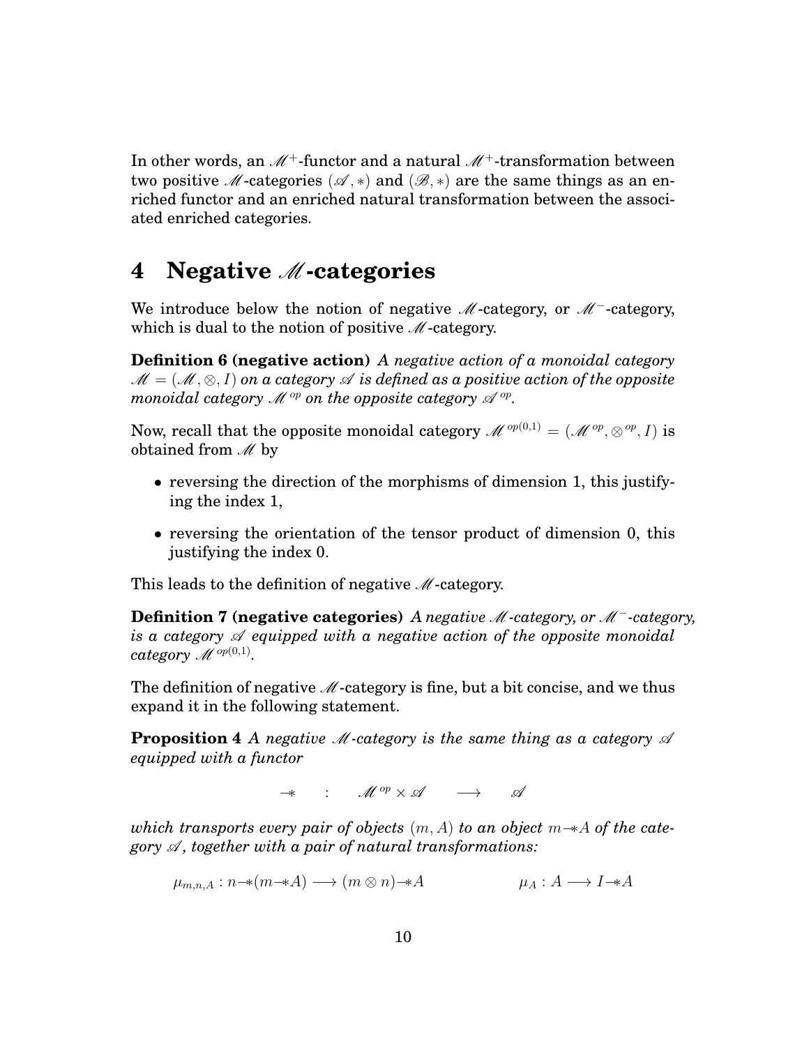In other words, an $\mathscr{M}^+$-functor and a natural $\mathscr{M}^+$-transformation between two positive $\mathscr{M}$-categories $(\mathscr{A}, *)$ and $(\mathscr{B}, *)$ are the same things as an enriched functor and an enriched natural transformation between the associated enriched categories.

## 4 Negative $\mathscr{M}$-categories

We introduce below the notion of negative $\mathscr{M}$-category, or $\mathscr{M}^-$-category, which is dual to the notion of positive $\mathscr{M}$-category.

**Definition 6 (negative action)** *A negative action of a monoidal category $\mathscr{M} = (\mathscr{M}, \otimes, I)$ on a category $\mathscr{A}$ is defined as a positive action of the opposite monoidal category $\mathscr{M}^{op}$ on the opposite category $\mathscr{A}^{op}$.*

Now, recall that the opposite monoidal category $\mathscr{M}^{op(0,1)} = (\mathscr{M}^{op}, \otimes^{op}, I)$ is obtained from $\mathscr{M}$ by

- reversing the direction of the morphisms of dimension 1, this justifying the index 1,
- reversing the orientation of the tensor product of dimension 0, this justifying the index 0.

This leads to the definition of negative $\mathscr{M}$-category.

**Definition 7 (negative categories)** *A negative $\mathscr{M}$-category, or $\mathscr{M}^-$-category, is a category $\mathscr{A}$ equipped with a negative action of the opposite monoidal category $\mathscr{M}^{op(0,1)}$.*

The definition of negative $\mathscr{M}$-category is fine, but a bit concise, and we thus expand it in the following statement.

**Proposition 4** *A negative $\mathscr{M}$-category is the same thing as a category $\mathscr{A}$ equipped with a functor*

$$\multimap \quad : \quad \mathscr{M}^{op} \times \mathscr{A} \quad \longrightarrow \quad \mathscr{A}$$

*which transports every pair of objects $(m, A)$ to an object $m \multimap A$ of the category $\mathscr{A}$, together with a pair of natural transformations:*

$$\mu_{m,n,A} : n \multimap (m \multimap A) \longrightarrow (m \otimes n) \multimap A \qquad\qquad \mu_A : A \longrightarrow I \multimap A$$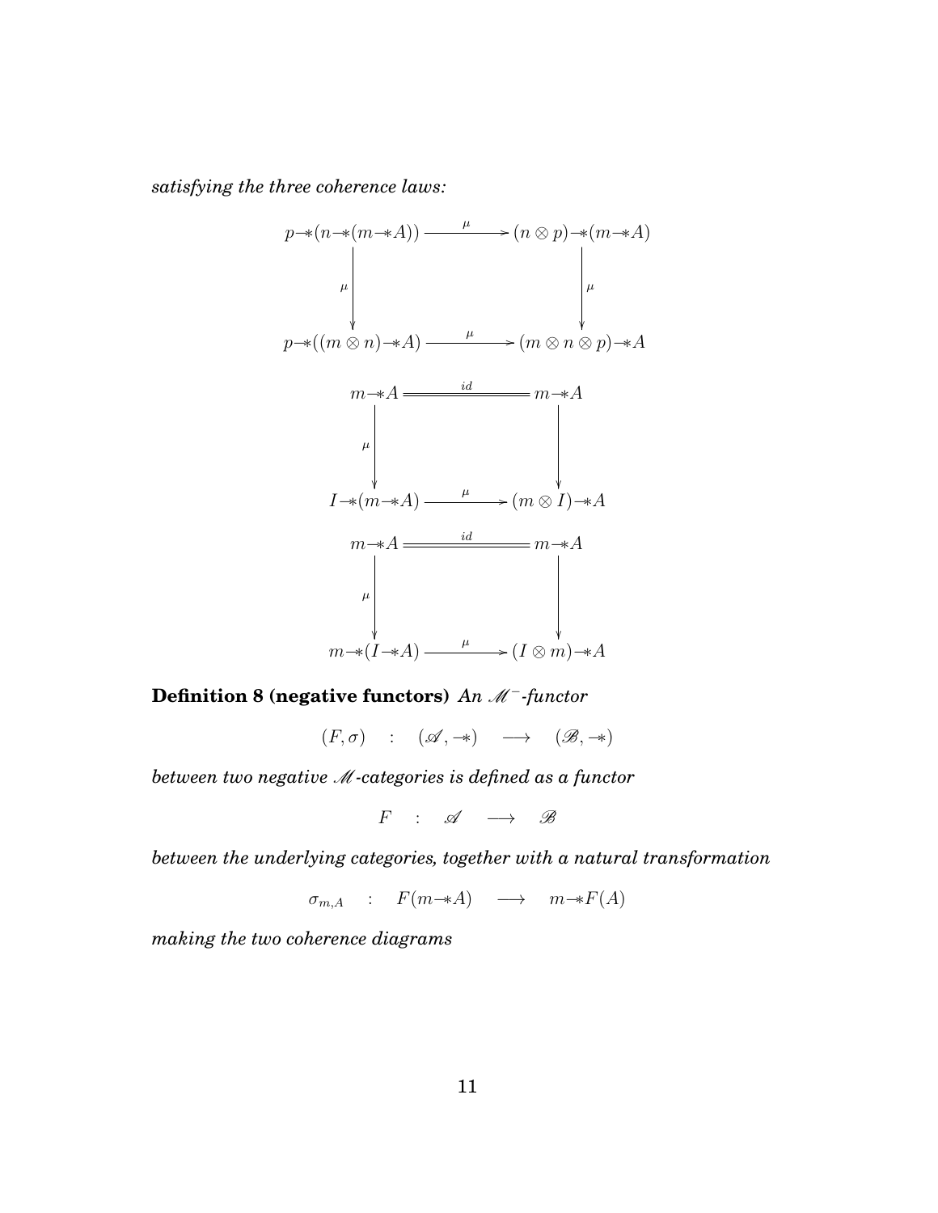*satisfying the three coherence laws:*

$$
\begin{array}{ccc}
p \multimap (n \multimap (m \multimap A)) & \xrightarrow{\mu} & (n \otimes p) \multimap (m \multimap A) \\
\downarrow \mu & & \downarrow \mu \\
p \multimap ((m \otimes n) \multimap A) & \xrightarrow{\mu} & (m \otimes n \otimes p) \multimap A
\end{array}
$$

$$
\begin{array}{ccc}
m \multimap A & \xlongequal{id} & m \multimap A \\
\downarrow \mu & & \downarrow \\
I \multimap (m \multimap A) & \xrightarrow{\mu} & (m \otimes I) \multimap A
\end{array}
$$

$$
\begin{array}{ccc}
m \multimap A & \xlongequal{id} & m \multimap A \\
\downarrow \mu & & \downarrow \\
m \multimap (I \multimap A) & \xrightarrow{\mu} & (I \otimes m) \multimap A
\end{array}
$$

**Definition 8 (negative functors)** *An $\mathscr{M}^-$-functor*

$$
(F, \sigma) \quad : \quad (\mathscr{A}, \multimap) \quad \longrightarrow \quad (\mathscr{B}, \multimap)
$$

*between two negative $\mathscr{M}$-categories is defined as a functor*

$$
F \quad : \quad \mathscr{A} \quad \longrightarrow \quad \mathscr{B}
$$

*between the underlying categories, together with a natural transformation*

$$
\sigma_{m,A} \quad : \quad F(m \multimap A) \quad \longrightarrow \quad m \multimap F(A)
$$

*making the two coherence diagrams*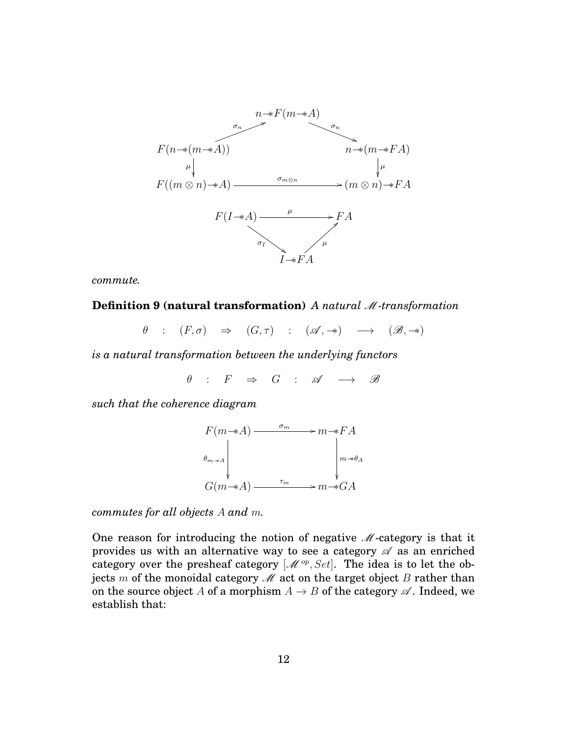$$
\begin{array}{ccccc}
 & & n \multimap F(m \multimap A) & & \\
 & \overset{\sigma_n}{\nearrow} & & \overset{\sigma_n}{\searrow} & \\
F(n \multimap (m \multimap A)) & & & & n \multimap (m \multimap FA) \\
\downarrow \mu & & & & \downarrow \mu \\
F((m \otimes n) \multimap A) & & \xrightarrow{\sigma_{m \otimes n}} & & (m \otimes n) \multimap FA
\end{array}
$$

$$
\begin{array}{ccccc}
F(I \multimap A) & & \xrightarrow{\mu} & & FA \\
 & \underset{\sigma_I}{\searrow} & & \underset{\mu}{\nearrow} & \\
 & & I \multimap FA & &
\end{array}
$$

*commute.*

**Definition 9 (natural transformation)** *A natural $\mathscr{M}$-transformation*

$$\theta \quad : \quad (F, \sigma) \quad \Rightarrow \quad (G, \tau) \quad : \quad (\mathscr{A}, \multimap) \quad \longrightarrow \quad (\mathscr{B}, \multimap)$$

*is a natural transformation between the underlying functors*

$$\theta \quad : \quad F \quad \Rightarrow \quad G \quad : \quad \mathscr{A} \quad \longrightarrow \quad \mathscr{B}$$

*such that the coherence diagram*

$$
\begin{array}{ccc}
F(m \multimap A) & \xrightarrow{\sigma_m} & m \multimap FA \\
\downarrow \theta_{m \multimap A} & & \downarrow m \multimap \theta_A \\
G(m \multimap A) & \xrightarrow{\tau_m} & m \multimap GA
\end{array}
$$

*commutes for all objects $A$ and $m$.*

One reason for introducing the notion of negative $\mathscr{M}$-category is that it provides us with an alternative way to see a category $\mathscr{A}$ as an enriched category over the presheaf category $[\mathscr{M}^{op}, Set]$. The idea is to let the objects $m$ of the monoidal category $\mathscr{M}$ act on the target object $B$ rather than on the source object $A$ of a morphism $A \to B$ of the category $\mathscr{A}$. Indeed, we establish that: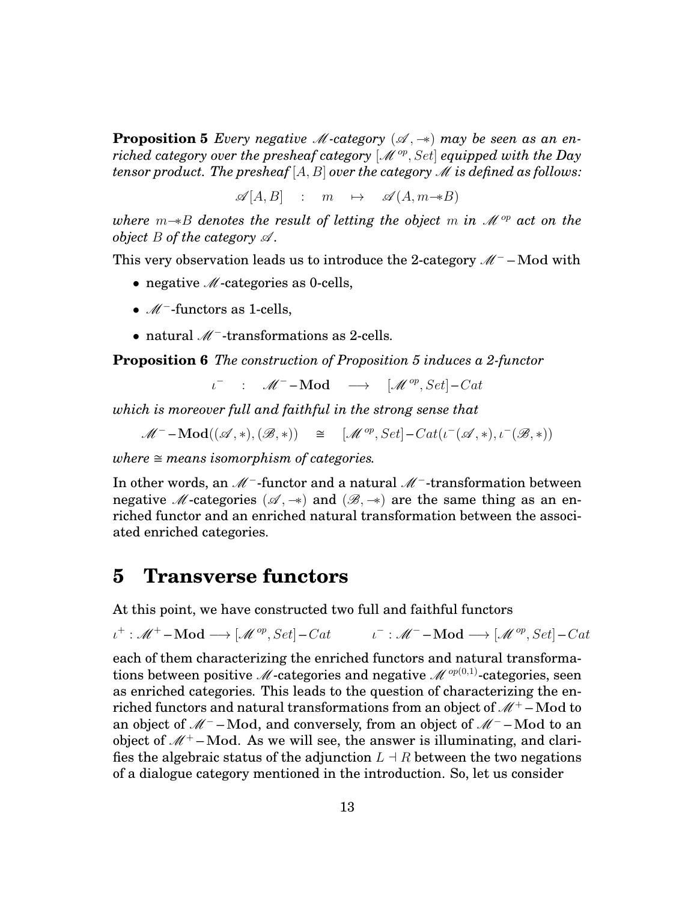**Proposition 5** *Every negative $\mathscr{M}$-category $(\mathscr{A}, -\!\!*)$ may be seen as an enriched category over the presheaf category $[\mathscr{M}^{op}, Set]$ equipped with the Day tensor product. The presheaf $[A, B]$ over the category $\mathscr{M}$ is defined as follows:*

$$\mathscr{A}[A, B] \quad : \quad m \quad \mapsto \quad \mathscr{A}(A, m -\!\!* B)$$

*where $m -\!\!* B$ denotes the result of letting the object $m$ in $\mathscr{M}^{op}$ act on the object $B$ of the category $\mathscr{A}$.*

This very observation leads us to introduce the 2-category $\mathscr{M}^- - \mathbf{Mod}$ with

- negative $\mathscr{M}$-categories as 0-cells,
- $\mathscr{M}^-$-functors as 1-cells,
- natural $\mathscr{M}^-$-transformations as 2-cells.

**Proposition 6** *The construction of Proposition 5 induces a 2-functor*

$$\iota^- \quad : \quad \mathscr{M}^- - \mathbf{Mod} \quad \longrightarrow \quad [\mathscr{M}^{op}, Set] - Cat$$

*which is moreover full and faithful in the strong sense that*

$$\mathscr{M}^- - \mathbf{Mod}((\mathscr{A}, *), (\mathscr{B}, *)) \quad \cong \quad [\mathscr{M}^{op}, Set] - Cat(\iota^-(\mathscr{A}, *), \iota^-(\mathscr{B}, *))$$

*where $\cong$ means isomorphism of categories.*

In other words, an $\mathscr{M}^-$-functor and a natural $\mathscr{M}^-$-transformation between negative $\mathscr{M}$-categories $(\mathscr{A}, -\!\!*)$ and $(\mathscr{B}, -\!\!*)$ are the same thing as an enriched functor and an enriched natural transformation between the associated enriched categories.

# 5 Transverse functors

At this point, we have constructed two full and faithful functors

$$\iota^+ : \mathscr{M}^+ - \mathbf{Mod} \longrightarrow [\mathscr{M}^{op}, Set] - Cat \qquad \iota^- : \mathscr{M}^- - \mathbf{Mod} \longrightarrow [\mathscr{M}^{op}, Set] - Cat$$

each of them characterizing the enriched functors and natural transformations between positive $\mathscr{M}$-categories and negative $\mathscr{M}^{op(0,1)}$-categories, seen as enriched categories. This leads to the question of characterizing the enriched functors and natural transformations from an object of $\mathscr{M}^+ - \mathbf{Mod}$ to an object of $\mathscr{M}^- - \mathbf{Mod}$, and conversely, from an object of $\mathscr{M}^- - \mathbf{Mod}$ to an object of $\mathscr{M}^+ - \mathbf{Mod}$. As we will see, the answer is illuminating, and clarifies the algebraic status of the adjunction $L \dashv R$ between the two negations of a dialogue category mentioned in the introduction. So, let us consider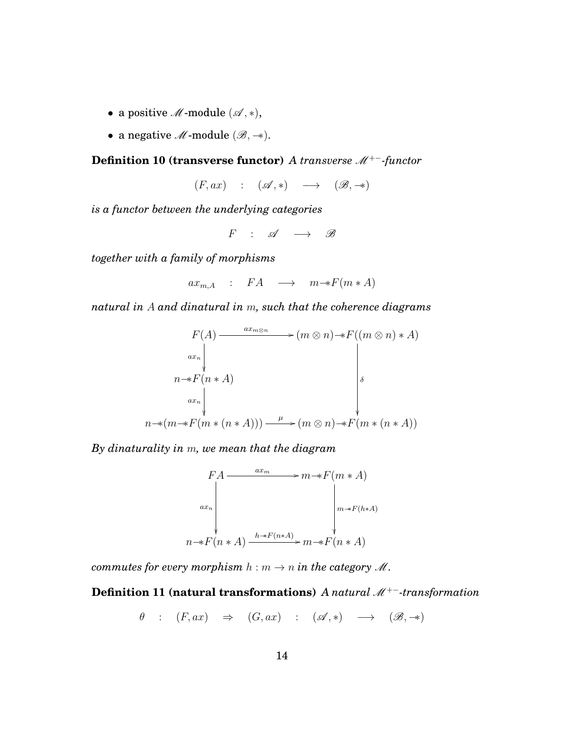- a positive $\mathscr{M}$-module $(\mathscr{A}, *)$,
- a negative $\mathscr{M}$-module $(\mathscr{B}, -\!\!*)$.

**Definition 10 (transverse functor)** *A transverse $\mathscr{M}^{+-}$-functor*

$$(F, ax) \quad : \quad (\mathscr{A}, *) \quad \longrightarrow \quad (\mathscr{B}, -\!\!*)$$

*is a functor between the underlying categories*

$$F \quad : \quad \mathscr{A} \quad \longrightarrow \quad \mathscr{B}$$

*together with a family of morphisms*

$$ax_{m,A} \quad : \quad FA \quad \longrightarrow \quad m -\!\!* F(m * A)$$

*natural in $A$ and dinatural in $m$, such that the coherence diagrams*

$$\begin{array}{ccc}
F(A) & \xrightarrow{\ ax_{m\otimes n}\ } & (m \otimes n) -\!\!* F((m \otimes n) * A) \\
\big\downarrow{\scriptstyle ax_n} & & \\
n -\!\!* F(n * A) & & \big\downarrow{\scriptstyle \delta} \\
\big\downarrow{\scriptstyle ax_n} & & \\
n -\!\!* (m -\!\!* F(m * (n * A))) & \xrightarrow{\ \mu\ } & (m \otimes n) -\!\!* F(m * (n * A))
\end{array}$$

*By dinaturality in $m$, we mean that the diagram*

$$\begin{array}{ccc}
FA & \xrightarrow{\ ax_m\ } & m -\!\!* F(m * A) \\
\big\downarrow{\scriptstyle ax_n} & & \big\downarrow{\scriptstyle m -\!\!* F(h * A)} \\
n -\!\!* F(n * A) & \xrightarrow{\ h -\!\!* F(n * A)\ } & m -\!\!* F(n * A)
\end{array}$$

*commutes for every morphism $h : m \to n$ in the category $\mathscr{M}$.*

**Definition 11 (natural transformations)** *A natural $\mathscr{M}^{+-}$-transformation*

$$\theta \quad : \quad (F, ax) \quad \Rightarrow \quad (G, ax) \quad : \quad (\mathscr{A}, *) \quad \longrightarrow \quad (\mathscr{B}, -\!\!*)$$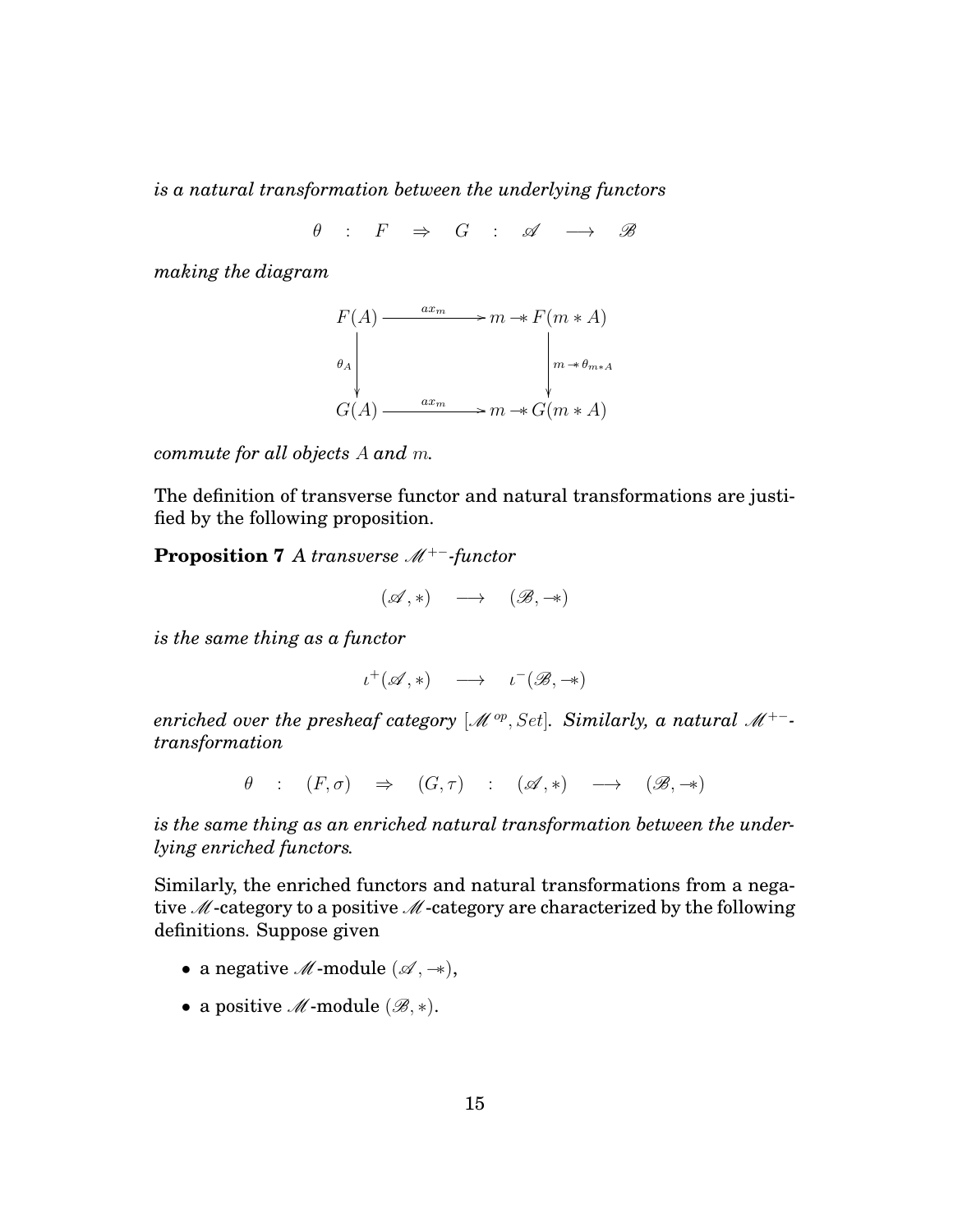*is a natural transformation between the underlying functors*

$$\theta \quad : \quad F \quad \Rightarrow \quad G \quad : \quad \mathscr{A} \quad \longrightarrow \quad \mathscr{B}$$

*making the diagram*

$$\begin{array}{ccc} F(A) & \xrightarrow{\quad ax_m \quad} & m \multimap F(m * A) \\ {\scriptstyle \theta_A} \big\downarrow & & \big\downarrow {\scriptstyle m \multimap \theta_{m*A}} \\ G(A) & \xrightarrow{\quad ax_m \quad} & m \multimap G(m * A) \end{array}$$

*commute for all objects $A$ and $m$.*

The definition of transverse functor and natural transformations are justified by the following proposition.

**Proposition 7** *A transverse $\mathscr{M}^{+-}$-functor*

$$(\mathscr{A}, *) \quad \longrightarrow \quad (\mathscr{B}, \multimap)$$

*is the same thing as a functor*

$$\iota^{+}(\mathscr{A}, *) \quad \longrightarrow \quad \iota^{-}(\mathscr{B}, \multimap)$$

*enriched over the presheaf category $[\mathscr{M}^{op}, Set]$. Similarly, a natural $\mathscr{M}^{+-}$-transformation*

$$\theta \quad : \quad (F, \sigma) \quad \Rightarrow \quad (G, \tau) \quad : \quad (\mathscr{A}, *) \quad \longrightarrow \quad (\mathscr{B}, \multimap)$$

*is the same thing as an enriched natural transformation between the underlying enriched functors.*

Similarly, the enriched functors and natural transformations from a negative $\mathscr{M}$-category to a positive $\mathscr{M}$-category are characterized by the following definitions. Suppose given

- a negative $\mathscr{M}$-module $(\mathscr{A}, \multimap)$,
- a positive $\mathscr{M}$-module $(\mathscr{B}, *)$.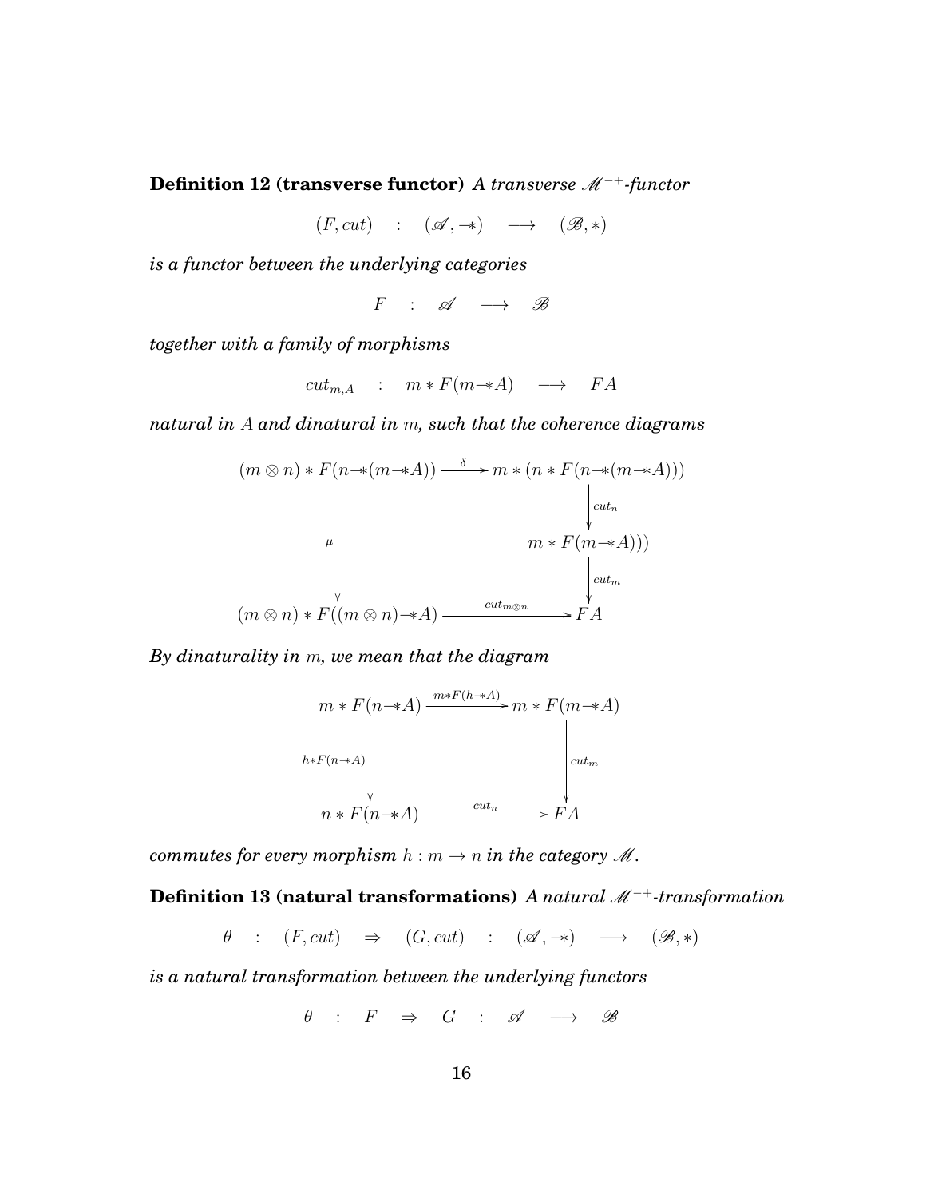**Definition 12 (transverse functor)** *A transverse $\mathscr{M}^{-+}$-functor*

$$(F, cut) \quad : \quad (\mathscr{A}, -\!\!*) \quad \longrightarrow \quad (\mathscr{B}, *)$$

*is a functor between the underlying categories*

$$F \quad : \quad \mathscr{A} \quad \longrightarrow \quad \mathscr{B}$$

*together with a family of morphisms*

$$cut_{m,A} \quad : \quad m * F(m -\!\!* A) \quad \longrightarrow \quad FA$$

*natural in $A$ and dinatural in $m$, such that the coherence diagrams*

$$\begin{array}{ccc}
(m \otimes n) * F(n -\!\!*(m -\!\!* A)) & \xrightarrow{\delta} & m * (n * F(n -\!\!*(m -\!\!* A))) \\
 & & \Big\downarrow {\scriptstyle cut_n} \\
\Big\downarrow {\scriptstyle \mu} & & m * F(m -\!\!* A))) \\
 & & \Big\downarrow {\scriptstyle cut_m} \\
(m \otimes n) * F((m \otimes n) -\!\!* A) & \xrightarrow{cut_{m \otimes n}} & FA
\end{array}$$

*By dinaturality in $m$, we mean that the diagram*

$$\begin{array}{ccc}
m * F(n -\!\!* A) & \xrightarrow{m * F(h -\!\!* A)} & m * F(m -\!\!* A) \\
\Big\downarrow {\scriptstyle h * F(n -\!\!* A)} & & \Big\downarrow {\scriptstyle cut_m} \\
n * F(n -\!\!* A) & \xrightarrow{cut_n} & FA
\end{array}$$

*commutes for every morphism $h : m \to n$ in the category $\mathscr{M}$.*

**Definition 13 (natural transformations)** *A natural $\mathscr{M}^{-+}$-transformation*

$$\theta \quad : \quad (F, cut) \quad \Rightarrow \quad (G, cut) \quad : \quad (\mathscr{A}, -\!\!*) \quad \longrightarrow \quad (\mathscr{B}, *)$$

*is a natural transformation between the underlying functors*

$$\theta \quad : \quad F \quad \Rightarrow \quad G \quad : \quad \mathscr{A} \quad \longrightarrow \quad \mathscr{B}$$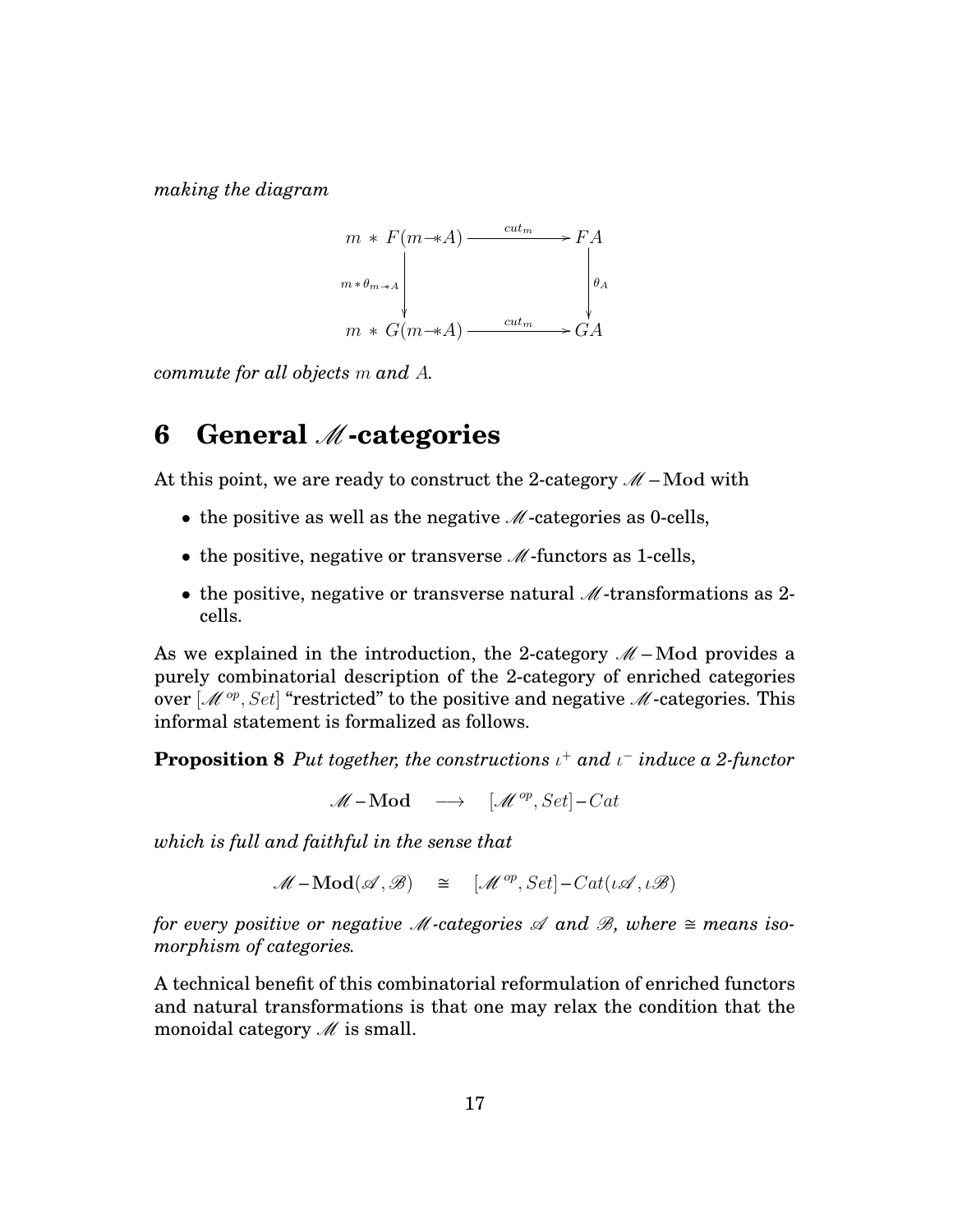*making the diagram*

$$
\begin{array}{ccc}
m \ast F(m \multimap\!\!\ast A) & \xrightarrow{\ cut_m\ } & FA \\
\Big\downarrow{\scriptstyle m \ast \theta_{m \multimap\ast A}} & & \Big\downarrow{\scriptstyle \theta_A} \\
m \ast G(m \multimap\!\!\ast A) & \xrightarrow{\ cut_m\ } & GA
\end{array}
$$

*commute for all objects $m$ and $A$.*

# 6 General $\mathscr{M}$-categories

At this point, we are ready to construct the 2-category $\mathscr{M}-\mathbf{Mod}$ with

- the positive as well as the negative $\mathscr{M}$-categories as 0-cells,
- the positive, negative or transverse $\mathscr{M}$-functors as 1-cells,
- the positive, negative or transverse natural $\mathscr{M}$-transformations as 2-cells.

As we explained in the introduction, the 2-category $\mathscr{M}-\mathbf{Mod}$ provides a purely combinatorial description of the 2-category of enriched categories over $[\mathscr{M}^{op}, Set]$ "restricted" to the positive and negative $\mathscr{M}$-categories. This informal statement is formalized as follows.

**Proposition 8** *Put together, the constructions $\iota^+$ and $\iota^-$ induce a 2-functor*

$$\mathscr{M}-\mathbf{Mod} \quad \longrightarrow \quad [\mathscr{M}^{op}, Set]-Cat$$

*which is full and faithful in the sense that*

$$\mathscr{M}-\mathbf{Mod}(\mathscr{A}, \mathscr{B}) \quad \cong \quad [\mathscr{M}^{op}, Set]-Cat(\iota\mathscr{A}, \iota\mathscr{B})$$

*for every positive or negative $\mathscr{M}$-categories $\mathscr{A}$ and $\mathscr{B}$, where $\cong$ means isomorphism of categories.*

A technical benefit of this combinatorial reformulation of enriched functors and natural transformations is that one may relax the condition that the monoidal category $\mathscr{M}$ is small.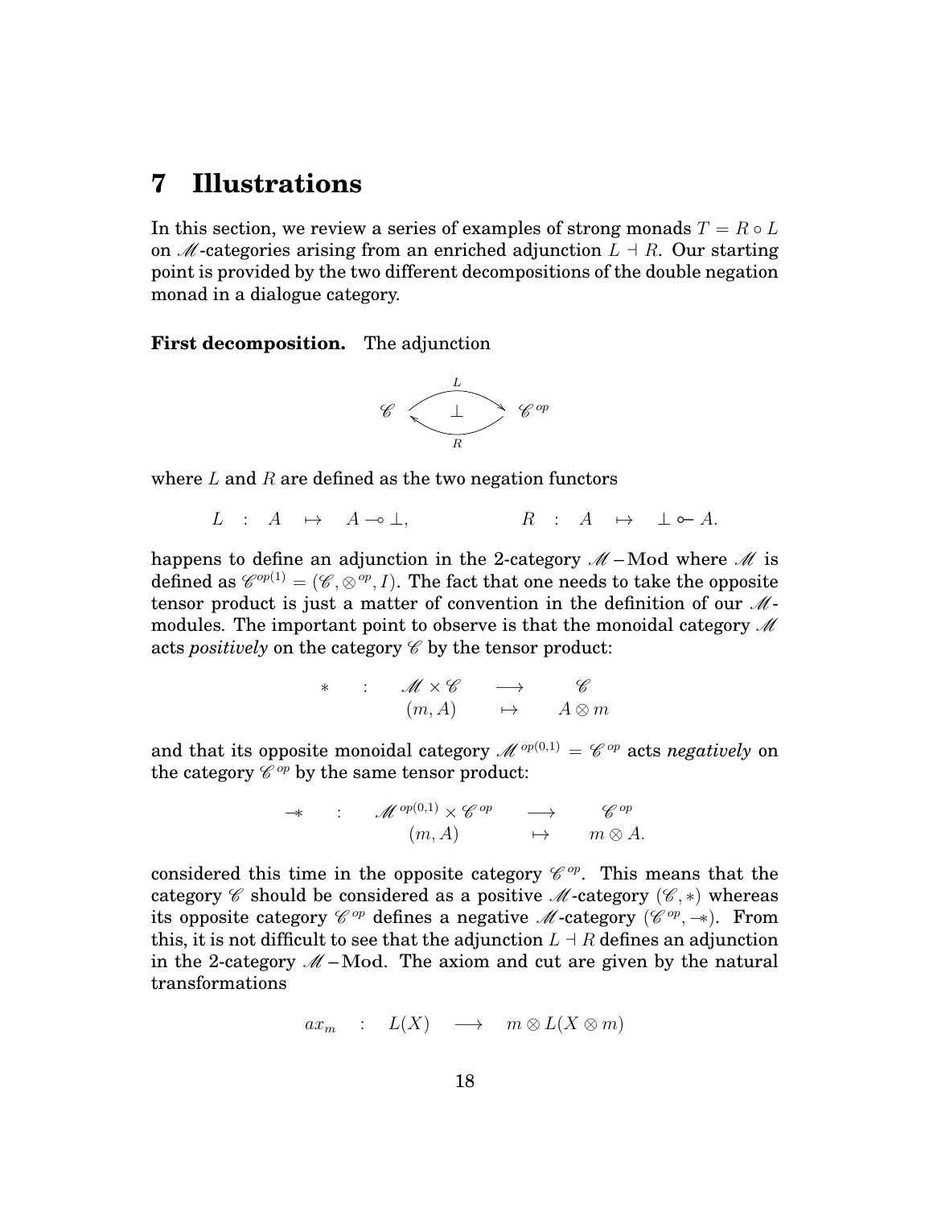# 7 Illustrations

In this section, we review a series of examples of strong monads $T = R \circ L$ on $\mathscr{M}$-categories arising from an enriched adjunction $L \dashv R$. Our starting point is provided by the two different decompositions of the double negation monad in a dialogue category.

**First decomposition.** The adjunction

$$\mathscr{C} \underset{R}{\overset{L}{\rightleftarrows}} \mathscr{C}^{op} \quad (\bot)$$

where $L$ and $R$ are defined as the two negation functors

$$L \quad : \quad A \quad \mapsto \quad A \multimap \bot, \qquad\qquad R \quad : \quad A \quad \mapsto \quad \bot \multimapinv A.$$

happens to define an adjunction in the 2-category $\mathscr{M}-\mathbf{Mod}$ where $\mathscr{M}$ is defined as $\mathscr{C}^{op(1)} = (\mathscr{C}, \otimes^{op}, I)$. The fact that one needs to take the opposite tensor product is just a matter of convention in the definition of our $\mathscr{M}$-modules. The important point to observe is that the monoidal category $\mathscr{M}$ acts *positively* on the category $\mathscr{C}$ by the tensor product:

$$\begin{array}{cccc} * & : & \mathscr{M} \times \mathscr{C} & \longrightarrow & \mathscr{C} \\ & & (m, A) & \mapsto & A \otimes m \end{array}$$

and that its opposite monoidal category $\mathscr{M}^{op(0,1)} = \mathscr{C}^{op}$ acts *negatively* on the category $\mathscr{C}^{op}$ by the same tensor product:

$$\begin{array}{cccc} -\!\!* & : & \mathscr{M}^{op(0,1)} \times \mathscr{C}^{op} & \longrightarrow & \mathscr{C}^{op} \\ & & (m, A) & \mapsto & m \otimes A. \end{array}$$

considered this time in the opposite category $\mathscr{C}^{op}$. This means that the category $\mathscr{C}$ should be considered as a positive $\mathscr{M}$-category $(\mathscr{C}, *)$ whereas its opposite category $\mathscr{C}^{op}$ defines a negative $\mathscr{M}$-category $(\mathscr{C}^{op}, -\!\!*)$. From this, it is not difficult to see that the adjunction $L \dashv R$ defines an adjunction in the 2-category $\mathscr{M}-\mathbf{Mod}$. The axiom and cut are given by the natural transformations

$$ax_m \quad : \quad L(X) \quad \longrightarrow \quad m \otimes L(X \otimes m)$$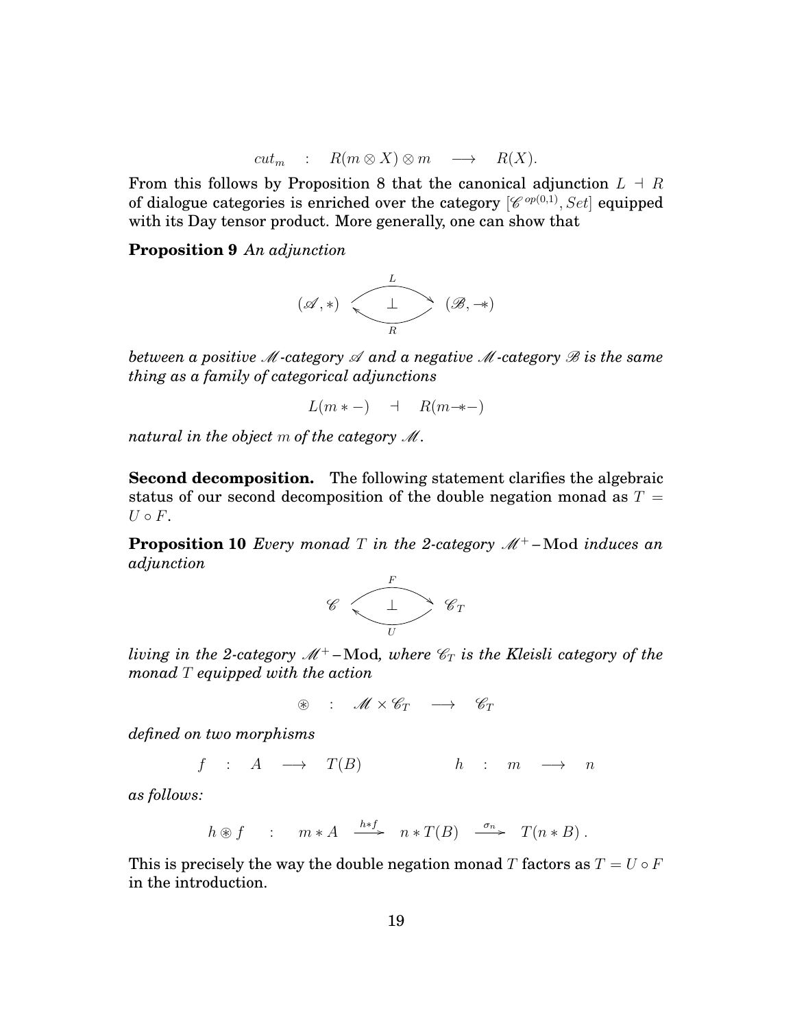$$cut_m \quad : \quad R(m \otimes X) \otimes m \quad \longrightarrow \quad R(X).$$

From this follows by Proposition 8 that the canonical adjunction $L \dashv R$ of dialogue categories is enriched over the category $[\mathscr{C}^{op(0,1)}, Set]$ equipped with its Day tensor product. More generally, one can show that

**Proposition 9** *An adjunction*

$$(\mathscr{A}, *) \underset{R}{\overset{L}{\rightleftarrows}} (\mathscr{B}, -\!\!*) \qquad L \dashv R$$

*between a positive $\mathscr{M}$-category $\mathscr{A}$ and a negative $\mathscr{M}$-category $\mathscr{B}$ is the same thing as a family of categorical adjunctions*

$$L(m * -) \quad \dashv \quad R(m -\!\!* -)$$

*natural in the object $m$ of the category $\mathscr{M}$.*

**Second decomposition.** The following statement clarifies the algebraic status of our second decomposition of the double negation monad as $T = U \circ F$.

**Proposition 10** *Every monad $T$ in the 2-category $\mathscr{M}^+$–Mod induces an adjunction*

$$\mathscr{C} \underset{U}{\overset{F}{\rightleftarrows}} \mathscr{C}_T \qquad F \dashv U$$

*living in the 2-category $\mathscr{M}^+$–Mod, where $\mathscr{C}_T$ is the Kleisli category of the monad $T$ equipped with the action*

$$\circledast \quad : \quad \mathscr{M} \times \mathscr{C}_T \quad \longrightarrow \quad \mathscr{C}_T$$

*defined on two morphisms*

$$f \quad : \quad A \quad \longrightarrow \quad T(B) \qquad\qquad h \quad : \quad m \quad \longrightarrow \quad n$$

*as follows:*

$$h \circledast f \quad : \quad m * A \xrightarrow{\;h * f\;} n * T(B) \xrightarrow{\;\sigma_n\;} T(n * B)\,.$$

This is precisely the way the double negation monad $T$ factors as $T = U \circ F$ in the introduction.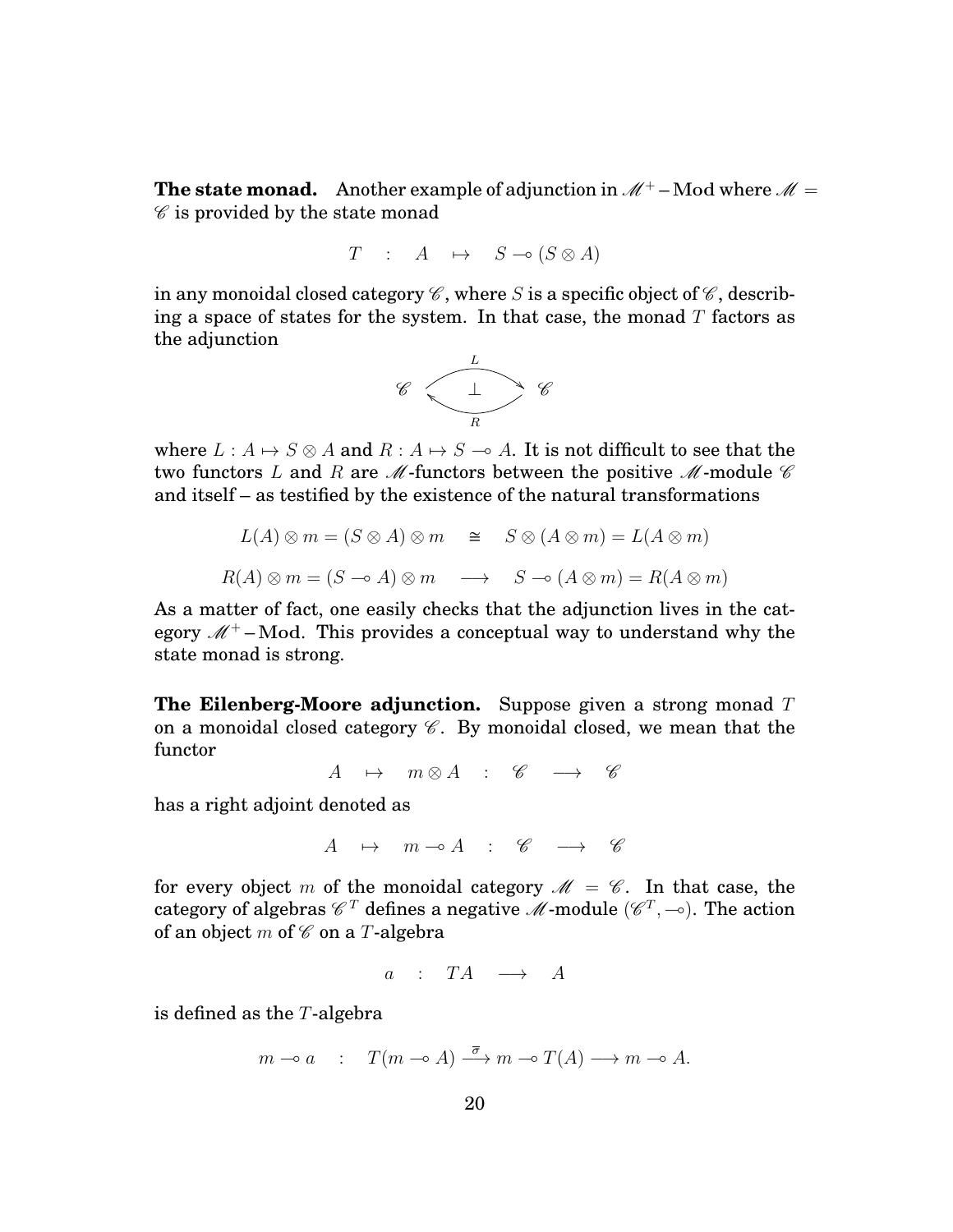**The state monad.** Another example of adjunction in $\mathscr{M}^+ - \mathrm{Mod}$ where $\mathscr{M} = \mathscr{C}$ is provided by the state monad

$$T \quad : \quad A \quad \mapsto \quad S \multimap (S \otimes A)$$

in any monoidal closed category $\mathscr{C}$, where $S$ is a specific object of $\mathscr{C}$, describing a space of states for the system. In that case, the monad $T$ factors as the adjunction

$$\mathscr{C} \underset{R}{\overset{L}{\rightleftarrows}} \mathscr{C} \qquad (L \dashv R)$$

where $L : A \mapsto S \otimes A$ and $R : A \mapsto S \multimap A$. It is not difficult to see that the two functors $L$ and $R$ are $\mathscr{M}$-functors between the positive $\mathscr{M}$-module $\mathscr{C}$ and itself – as testified by the existence of the natural transformations

$$L(A) \otimes m = (S \otimes A) \otimes m \quad \cong \quad S \otimes (A \otimes m) = L(A \otimes m)$$

$$R(A) \otimes m = (S \multimap A) \otimes m \quad \longrightarrow \quad S \multimap (A \otimes m) = R(A \otimes m)$$

As a matter of fact, one easily checks that the adjunction lives in the category $\mathscr{M}^+ - \mathrm{Mod}$. This provides a conceptual way to understand why the state monad is strong.

**The Eilenberg-Moore adjunction.** Suppose given a strong monad $T$ on a monoidal closed category $\mathscr{C}$. By monoidal closed, we mean that the functor

$$A \quad \mapsto \quad m \otimes A \quad : \quad \mathscr{C} \quad \longrightarrow \quad \mathscr{C}$$

has a right adjoint denoted as

$$A \quad \mapsto \quad m \multimap A \quad : \quad \mathscr{C} \quad \longrightarrow \quad \mathscr{C}$$

for every object $m$ of the monoidal category $\mathscr{M} = \mathscr{C}$. In that case, the category of algebras $\mathscr{C}^T$ defines a negative $\mathscr{M}$-module $(\mathscr{C}^T, \multimap)$. The action of an object $m$ of $\mathscr{C}$ on a $T$-algebra

$$a \quad : \quad TA \quad \longrightarrow \quad A$$

is defined as the $T$-algebra

$$m \multimap a \quad : \quad T(m \multimap A) \xrightarrow{\overline{\sigma}} m \multimap T(A) \longrightarrow m \multimap A.$$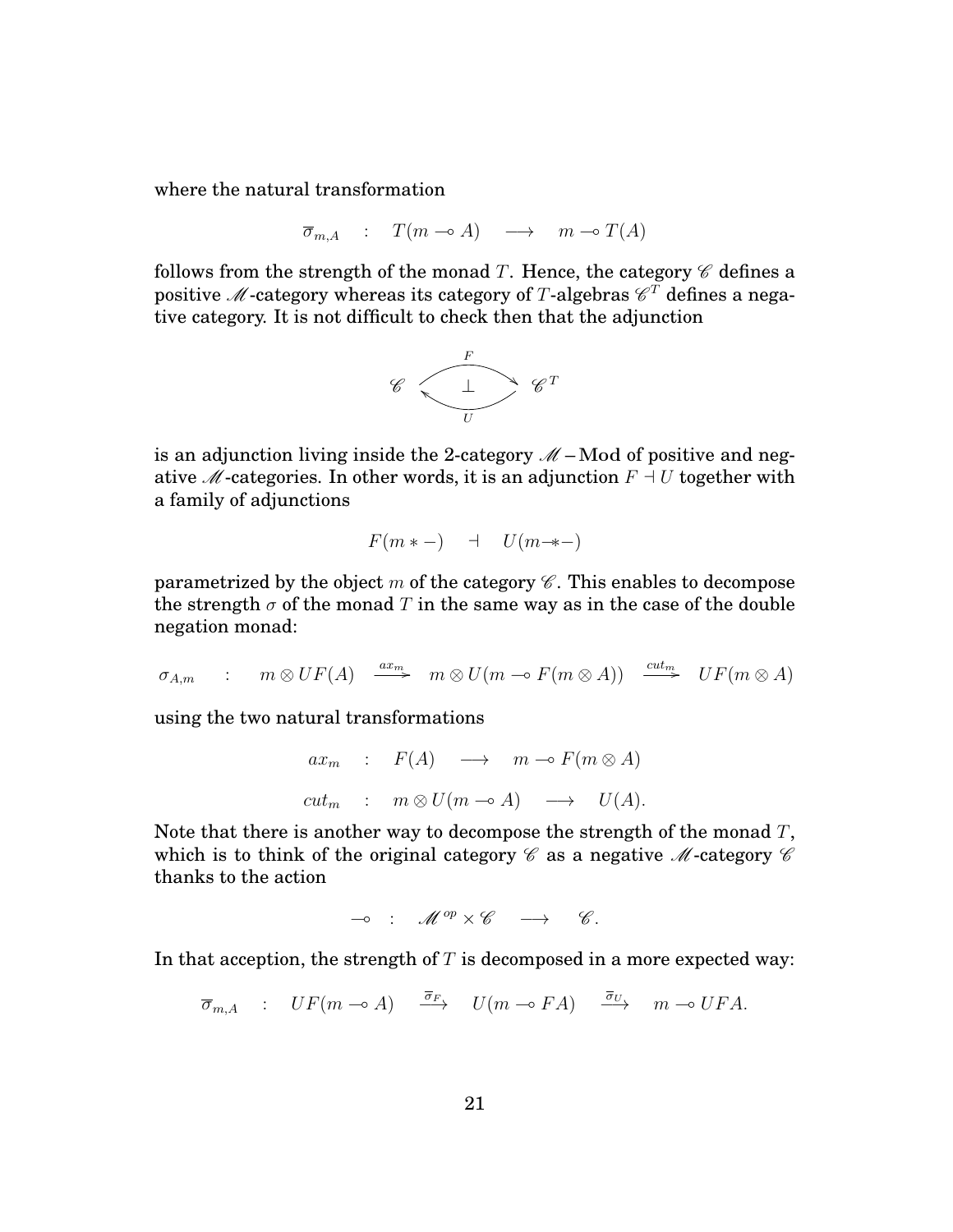where the natural transformation

$$\overline{\sigma}_{m,A} \quad : \quad T(m \multimap A) \quad \longrightarrow \quad m \multimap T(A)$$

follows from the strength of the monad $T$. Hence, the category $\mathscr{C}$ defines a positive $\mathscr{M}$-category whereas its category of $T$-algebras $\mathscr{C}^T$ defines a negative category. It is not difficult to check then that the adjunction

$$\mathscr{C} \underset{U}{\overset{F}{\rightleftarrows}} \mathscr{C}^T \quad (F \dashv U)$$

is an adjunction living inside the 2-category $\mathscr{M}-\mathbf{Mod}$ of positive and negative $\mathscr{M}$-categories. In other words, it is an adjunction $F \dashv U$ together with a family of adjunctions

$$F(m * -) \quad \dashv \quad U(m \twoheadrightarrow -)$$

parametrized by the object $m$ of the category $\mathscr{C}$. This enables to decompose the strength $\sigma$ of the monad $T$ in the same way as in the case of the double negation monad:

$$\sigma_{A,m} \quad : \quad m \otimes UF(A) \xrightarrow{ax_m} m \otimes U(m \multimap F(m \otimes A)) \xrightarrow{cut_m} UF(m \otimes A)$$

using the two natural transformations

$$ax_m \quad : \quad F(A) \quad \longrightarrow \quad m \multimap F(m \otimes A)$$

$$cut_m \quad : \quad m \otimes U(m \multimap A) \quad \longrightarrow \quad U(A).$$

Note that there is another way to decompose the strength of the monad $T$, which is to think of the original category $\mathscr{C}$ as a negative $\mathscr{M}$-category $\mathscr{C}$ thanks to the action

$$\multimap \quad : \quad \mathscr{M}^{op} \times \mathscr{C} \quad \longrightarrow \quad \mathscr{C}.$$

In that acception, the strength of $T$ is decomposed in a more expected way:

$$\overline{\sigma}_{m,A} \quad : \quad UF(m \multimap A) \quad \xrightarrow{\overline{\sigma}_F} \quad U(m \multimap FA) \quad \xrightarrow{\overline{\sigma}_U} \quad m \multimap UFA.$$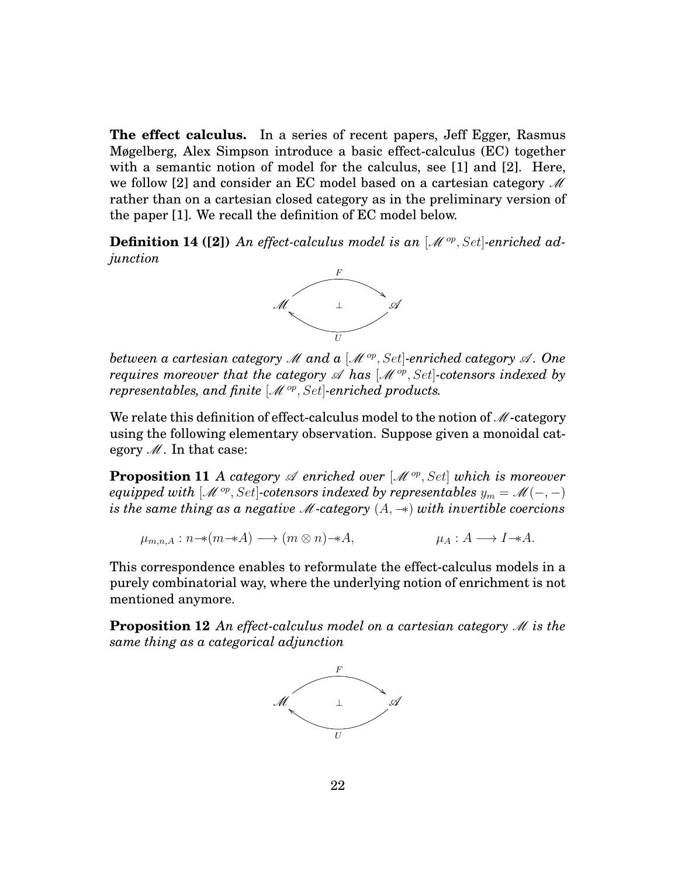**The effect calculus.** In a series of recent papers, Jeff Egger, Rasmus Møgelberg, Alex Simpson introduce a basic effect-calculus (EC) together with a semantic notion of model for the calculus, see [1] and [2]. Here, we follow [2] and consider an EC model based on a cartesian category $\mathscr{M}$ rather than on a cartesian closed category as in the preliminary version of the paper [1]. We recall the definition of EC model below.

**Definition 14 ([2])** *An effect-calculus model is an $[\mathscr{M}^{op}, Set]$-enriched adjunction*

$$\mathscr{M} \underset{U}{\overset{F}{\rightleftarrows}} \mathscr{A} \quad (F \dashv U)$$

*between a cartesian category $\mathscr{M}$ and a $[\mathscr{M}^{op}, Set]$-enriched category $\mathscr{A}$. One requires moreover that the category $\mathscr{A}$ has $[\mathscr{M}^{op}, Set]$-cotensors indexed by representables, and finite $[\mathscr{M}^{op}, Set]$-enriched products.*

We relate this definition of effect-calculus model to the notion of $\mathscr{M}$-category using the following elementary observation. Suppose given a monoidal category $\mathscr{M}$. In that case:

**Proposition 11** *A category $\mathscr{A}$ enriched over $[\mathscr{M}^{op}, Set]$ which is moreover equipped with $[\mathscr{M}^{op}, Set]$-cotensors indexed by representables $y_m = \mathscr{M}(-,-)$ is the same thing as a negative $\mathscr{M}$-category $(A, \multimap\!\!*)$ with invertible coercions*

$$\mu_{m,n,A} : n \multimap\!\!* (m \multimap\!\!* A) \longrightarrow (m \otimes n) \multimap\!\!* A, \qquad\qquad \mu_A : A \longrightarrow I \multimap\!\!* A.$$

This correspondence enables to reformulate the effect-calculus models in a purely combinatorial way, where the underlying notion of enrichment is not mentioned anymore.

**Proposition 12** *An effect-calculus model on a cartesian category $\mathscr{M}$ is the same thing as a categorical adjunction*

$$\mathscr{M} \underset{U}{\overset{F}{\rightleftarrows}} \mathscr{A} \quad (F \dashv U)$$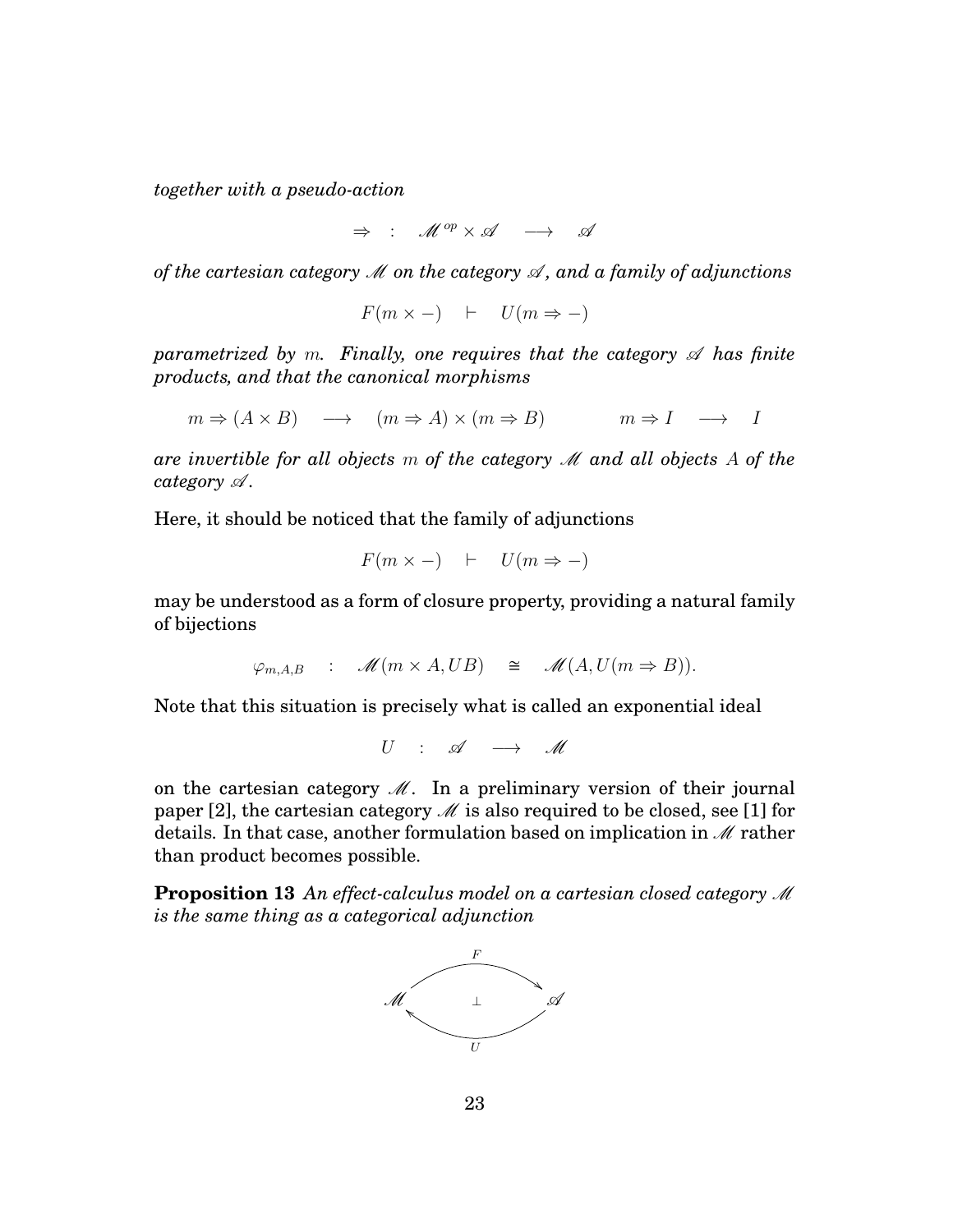*together with a pseudo-action*

$$\Rightarrow \quad : \quad \mathscr{M}^{op} \times \mathscr{A} \quad \longrightarrow \quad \mathscr{A}$$

*of the cartesian category $\mathscr{M}$ on the category $\mathscr{A}$, and a family of adjunctions*

$$F(m \times -) \quad \vdash \quad U(m \Rightarrow -)$$

*parametrized by $m$. Finally, one requires that the category $\mathscr{A}$ has finite products, and that the canonical morphisms*

$$m \Rightarrow (A \times B) \quad \longrightarrow \quad (m \Rightarrow A) \times (m \Rightarrow B) \qquad\qquad m \Rightarrow I \quad \longrightarrow \quad I$$

*are invertible for all objects $m$ of the category $\mathscr{M}$ and all objects $A$ of the category $\mathscr{A}$.*

Here, it should be noticed that the family of adjunctions

$$F(m \times -) \quad \vdash \quad U(m \Rightarrow -)$$

may be understood as a form of closure property, providing a natural family of bijections

$$\varphi_{m,A,B} \quad : \quad \mathscr{M}(m \times A, UB) \quad \cong \quad \mathscr{M}(A, U(m \Rightarrow B)).$$

Note that this situation is precisely what is called an exponential ideal

$$U \quad : \quad \mathscr{A} \quad \longrightarrow \quad \mathscr{M}$$

on the cartesian category $\mathscr{M}$. In a preliminary version of their journal paper [2], the cartesian category $\mathscr{M}$ is also required to be closed, see [1] for details. In that case, another formulation based on implication in $\mathscr{M}$ rather than product becomes possible.

**Proposition 13** *An effect-calculus model on a cartesian closed category $\mathscr{M}$ is the same thing as a categorical adjunction*

$$\mathscr{M} \underset{U}{\overset{F}{\rightleftarrows}} \mathscr{A} \qquad (F \dashv U)$$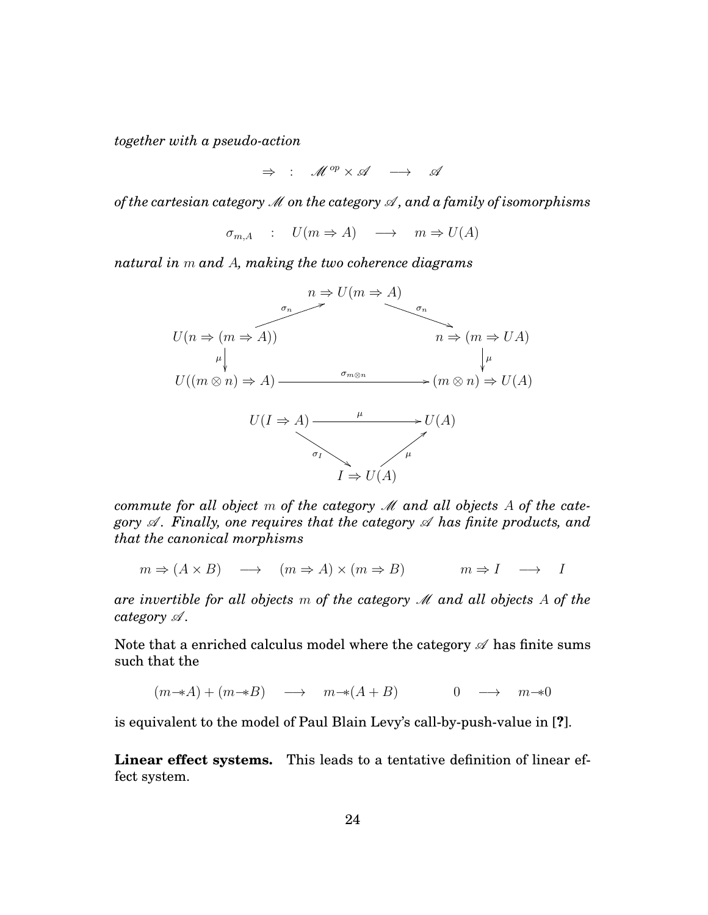*together with a pseudo-action*

$$\Rightarrow \quad : \quad \mathscr{M}^{op} \times \mathscr{A} \quad \longrightarrow \quad \mathscr{A}$$

*of the cartesian category $\mathscr{M}$ on the category $\mathscr{A}$, and a family of isomorphisms*

$$\sigma_{m,A} \quad : \quad U(m \Rightarrow A) \quad \longrightarrow \quad m \Rightarrow U(A)$$

*natural in $m$ and $A$, making the two coherence diagrams*

$$\begin{array}{ccccc}
 & & n \Rightarrow U(m \Rightarrow A) & & \\
 & \overset{\sigma_n}{\nearrow} & & \overset{\sigma_n}{\searrow} & \\
U(n \Rightarrow (m \Rightarrow A)) & & & & n \Rightarrow (m \Rightarrow UA) \\
\downarrow \mu & & & & \downarrow \mu \\
U((m \otimes n) \Rightarrow A) & & \xrightarrow{\quad \sigma_{m \otimes n} \quad} & & (m \otimes n) \Rightarrow U(A)
\end{array}$$

$$\begin{array}{ccc}
U(I \Rightarrow A) & \xrightarrow{\quad \mu \quad} & U(A) \\
 & \underset{\sigma_I}{\searrow} \qquad \underset{\mu}{\nearrow} & \\
 & I \Rightarrow U(A) &
\end{array}$$

*commute for all object $m$ of the category $\mathscr{M}$ and all objects $A$ of the category $\mathscr{A}$. Finally, one requires that the category $\mathscr{A}$ has finite products, and that the canonical morphisms*

$$m \Rightarrow (A \times B) \quad \longrightarrow \quad (m \Rightarrow A) \times (m \Rightarrow B) \qquad\qquad m \Rightarrow I \quad \longrightarrow \quad I$$

*are invertible for all objects $m$ of the category $\mathscr{M}$ and all objects $A$ of the category $\mathscr{A}$.*

Note that a enriched calculus model where the category $\mathscr{A}$ has finite sums such that the

$$(m \multimap A) + (m \multimap B) \quad \longrightarrow \quad m \multimap (A + B) \qquad\qquad 0 \quad \longrightarrow \quad m \multimap 0$$

is equivalent to the model of Paul Blain Levy's call-by-push-value in [?].

**Linear effect systems.** This leads to a tentative definition of linear effect system.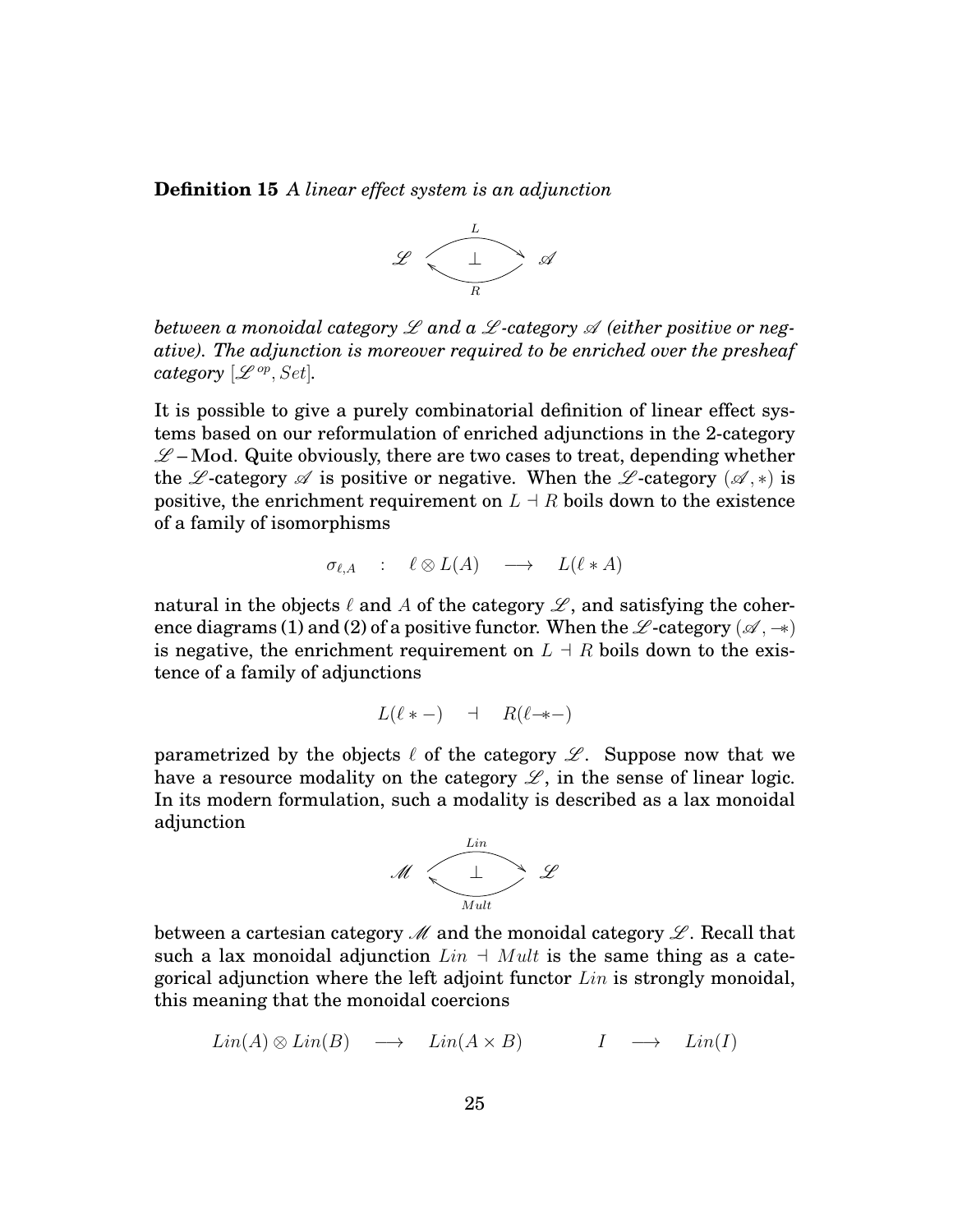**Definition 15** *A linear effect system is an adjunction*

$$\mathscr{L} \underset{R}{\overset{L}{\rightleftarrows}} \mathscr{A} \quad (L \dashv R)$$

*between a monoidal category $\mathscr{L}$ and a $\mathscr{L}$-category $\mathscr{A}$ (either positive or negative). The adjunction is moreover required to be enriched over the presheaf category $[\mathscr{L}^{op}, Set]$.*

It is possible to give a purely combinatorial definition of linear effect systems based on our reformulation of enriched adjunctions in the 2-category $\mathscr{L}-\mathbf{Mod}$. Quite obviously, there are two cases to treat, depending whether the $\mathscr{L}$-category $\mathscr{A}$ is positive or negative. When the $\mathscr{L}$-category $(\mathscr{A}, *)$ is positive, the enrichment requirement on $L \dashv R$ boils down to the existence of a family of isomorphisms

$$\sigma_{\ell,A} \quad : \quad \ell \otimes L(A) \quad \longrightarrow \quad L(\ell * A)$$

natural in the objects $\ell$ and $A$ of the category $\mathscr{L}$, and satisfying the coherence diagrams (1) and (2) of a positive functor. When the $\mathscr{L}$-category $(\mathscr{A}, -\!\!*)$ is negative, the enrichment requirement on $L \dashv R$ boils down to the existence of a family of adjunctions

$$L(\ell * -) \quad \dashv \quad R(\ell -\!\!* -)$$

parametrized by the objects $\ell$ of the category $\mathscr{L}$. Suppose now that we have a resource modality on the category $\mathscr{L}$, in the sense of linear logic. In its modern formulation, such a modality is described as a lax monoidal adjunction

$$\mathscr{M} \underset{Mult}{\overset{Lin}{\rightleftarrows}} \mathscr{L} \quad (Lin \dashv Mult)$$

between a cartesian category $\mathscr{M}$ and the monoidal category $\mathscr{L}$. Recall that such a lax monoidal adjunction $Lin \dashv Mult$ is the same thing as a categorical adjunction where the left adjoint functor $Lin$ is strongly monoidal, this meaning that the monoidal coercions

$$Lin(A) \otimes Lin(B) \quad \longrightarrow \quad Lin(A \times B) \qquad\qquad I \quad \longrightarrow \quad Lin(I)$$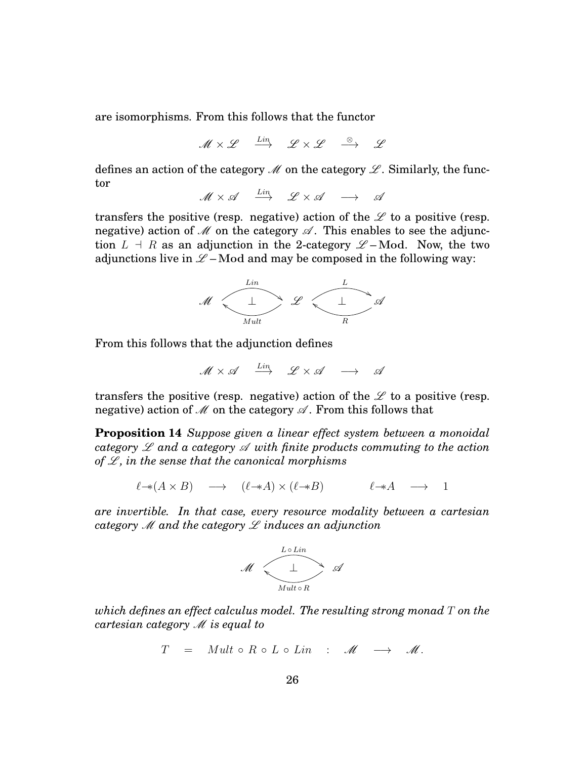are isomorphisms. From this follows that the functor

$$\mathscr{M} \times \mathscr{L} \quad \xrightarrow{Lin} \quad \mathscr{L} \times \mathscr{L} \quad \xrightarrow{\otimes} \quad \mathscr{L}$$

defines an action of the category $\mathscr{M}$ on the category $\mathscr{L}$. Similarly, the functor

$$\mathscr{M} \times \mathscr{A} \quad \xrightarrow{Lin} \quad \mathscr{L} \times \mathscr{A} \quad \longrightarrow \quad \mathscr{A}$$

transfers the positive (resp. negative) action of the $\mathscr{L}$ to a positive (resp. negative) action of $\mathscr{M}$ on the category $\mathscr{A}$. This enables to see the adjunction $L \dashv R$ as an adjunction in the 2-category $\mathscr{L}-\mathbf{Mod}$. Now, the two adjunctions live in $\mathscr{L}-\mathbf{Mod}$ and may be composed in the following way:

$$\mathscr{M} \underset{Mult}{\overset{Lin}{\rightleftarrows}} \mathscr{L} \underset{R}{\overset{L}{\rightleftarrows}} \mathscr{A} \qquad (Lin \dashv Mult,\ L \dashv R)$$

From this follows that the adjunction defines

$$\mathscr{M} \times \mathscr{A} \quad \xrightarrow{Lin} \quad \mathscr{L} \times \mathscr{A} \quad \longrightarrow \quad \mathscr{A}$$

transfers the positive (resp. negative) action of the $\mathscr{L}$ to a positive (resp. negative) action of $\mathscr{M}$ on the category $\mathscr{A}$. From this follows that

**Proposition 14** *Suppose given a linear effect system between a monoidal category $\mathscr{L}$ and a category $\mathscr{A}$ with finite products commuting to the action of $\mathscr{L}$, in the sense that the canonical morphisms*

$$\ell \multimap\!\!* (A \times B) \quad \longrightarrow \quad (\ell \multimap\!\!* A) \times (\ell \multimap\!\!* B) \qquad\qquad \ell \multimap\!\!* A \quad \longrightarrow \quad 1$$

*are invertible. In that case, every resource modality between a cartesian category $\mathscr{M}$ and the category $\mathscr{L}$ induces an adjunction*

$$\mathscr{M} \underset{Mult \circ R}{\overset{L \circ Lin}{\rightleftarrows}} \mathscr{A} \qquad (L \circ Lin \dashv Mult \circ R)$$

*which defines an effect calculus model. The resulting strong monad $T$ on the cartesian category $\mathscr{M}$ is equal to*

$$T \quad = \quad Mult \circ R \circ L \circ Lin \quad : \quad \mathscr{M} \quad \longrightarrow \quad \mathscr{M}.$$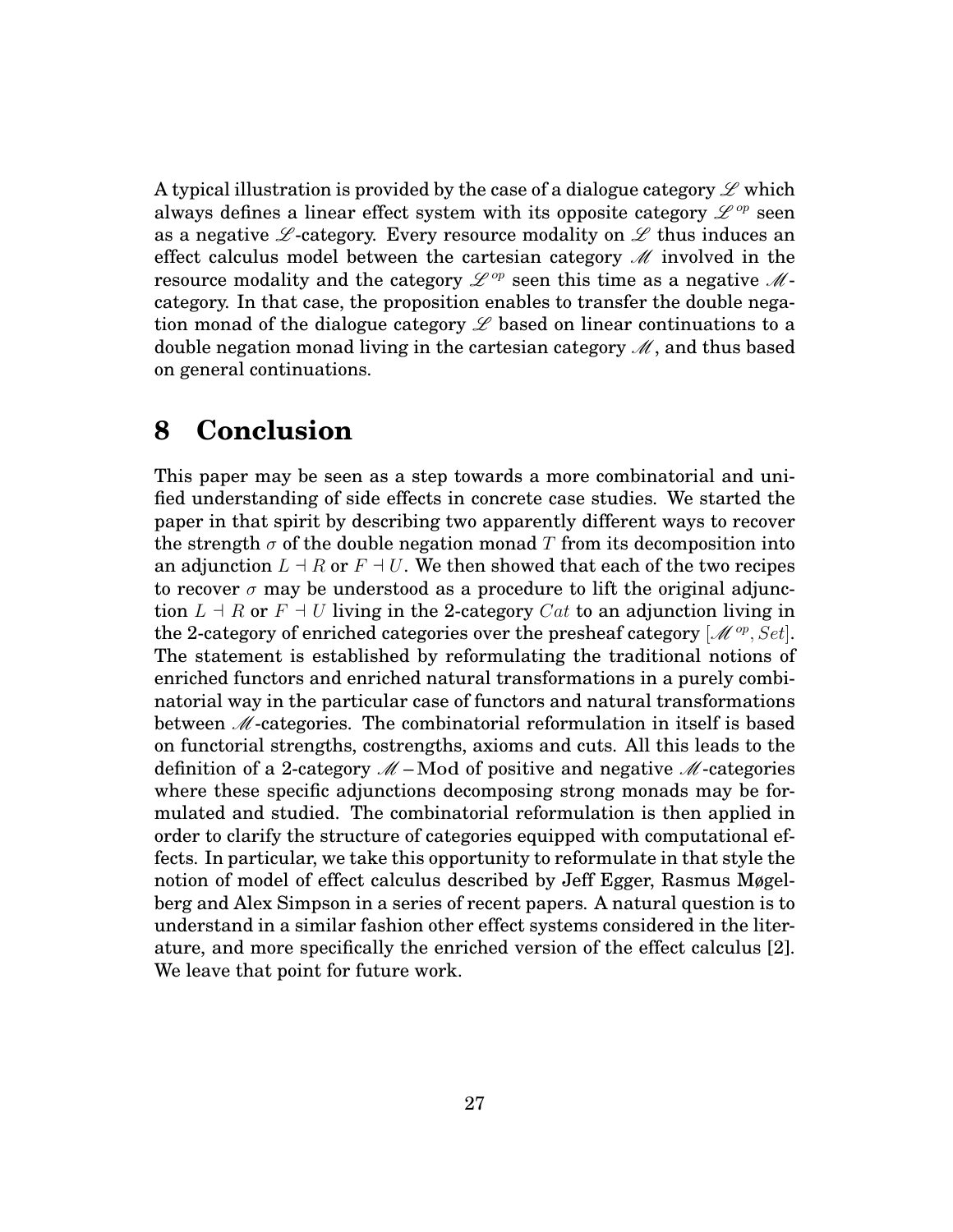A typical illustration is provided by the case of a dialogue category $\mathscr{L}$ which always defines a linear effect system with its opposite category $\mathscr{L}^{op}$ seen as a negative $\mathscr{L}$-category. Every resource modality on $\mathscr{L}$ thus induces an effect calculus model between the cartesian category $\mathscr{M}$ involved in the resource modality and the category $\mathscr{L}^{op}$ seen this time as a negative $\mathscr{M}$-category. In that case, the proposition enables to transfer the double negation monad of the dialogue category $\mathscr{L}$ based on linear continuations to a double negation monad living in the cartesian category $\mathscr{M}$, and thus based on general continuations.

# 8 Conclusion

This paper may be seen as a step towards a more combinatorial and unified understanding of side effects in concrete case studies. We started the paper in that spirit by describing two apparently different ways to recover the strength $\sigma$ of the double negation monad $T$ from its decomposition into an adjunction $L \dashv R$ or $F \dashv U$. We then showed that each of the two recipes to recover $\sigma$ may be understood as a procedure to lift the original adjunction $L \dashv R$ or $F \dashv U$ living in the 2-category $Cat$ to an adjunction living in the 2-category of enriched categories over the presheaf category $[\mathscr{M}^{op}, Set]$. The statement is established by reformulating the traditional notions of enriched functors and enriched natural transformations in a purely combinatorial way in the particular case of functors and natural transformations between $\mathscr{M}$-categories. The combinatorial reformulation in itself is based on functorial strengths, costrengths, axioms and cuts. All this leads to the definition of a 2-category $\mathscr{M}-\mathrm{Mod}$ of positive and negative $\mathscr{M}$-categories where these specific adjunctions decomposing strong monads may be formulated and studied. The combinatorial reformulation is then applied in order to clarify the structure of categories equipped with computational effects. In particular, we take this opportunity to reformulate in that style the notion of model of effect calculus described by Jeff Egger, Rasmus Møgelberg and Alex Simpson in a series of recent papers. A natural question is to understand in a similar fashion other effect systems considered in the literature, and more specifically the enriched version of the effect calculus [2]. We leave that point for future work.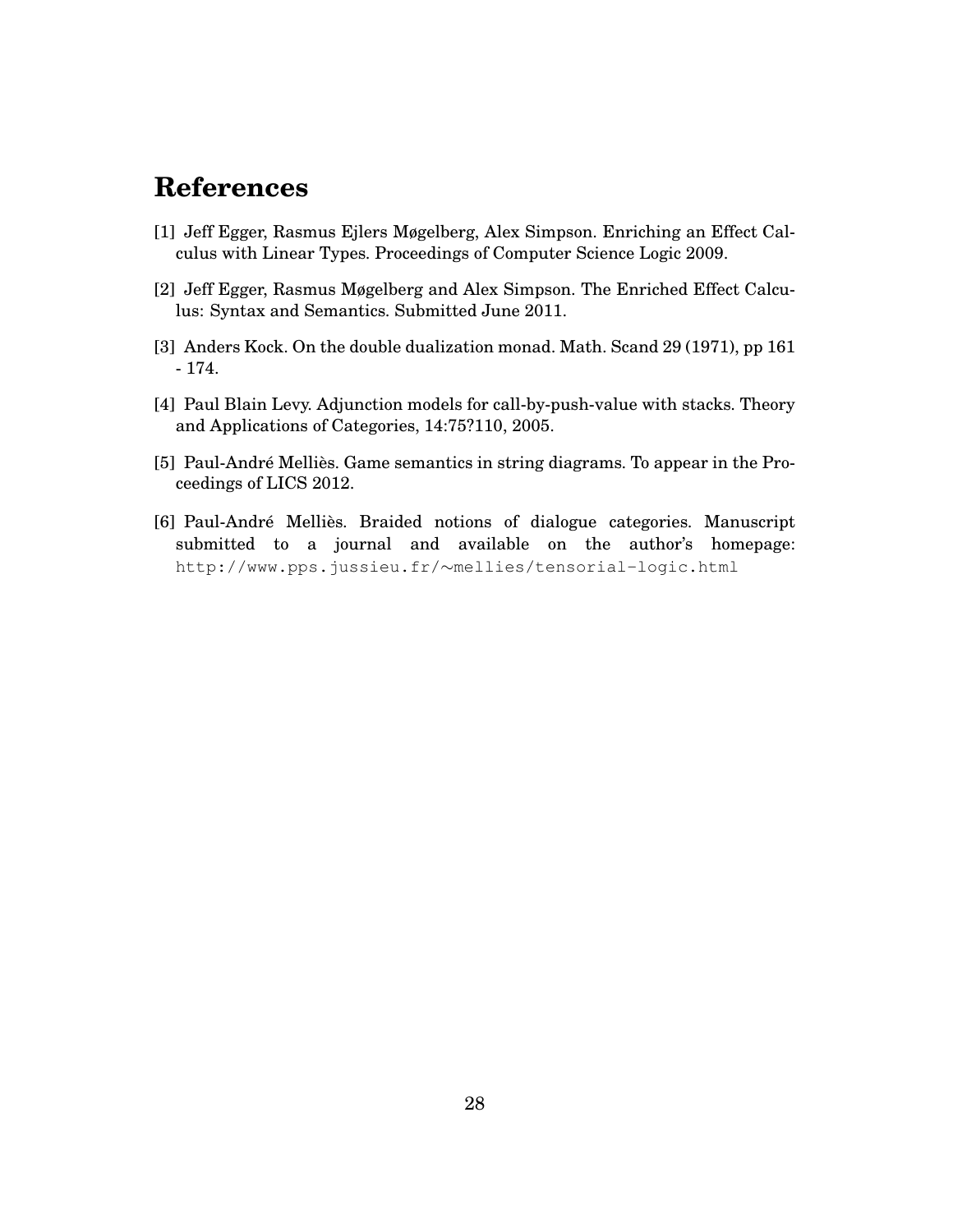# References

[1] Jeff Egger, Rasmus Ejlers Møgelberg, Alex Simpson. Enriching an Effect Calculus with Linear Types. Proceedings of Computer Science Logic 2009.

[2] Jeff Egger, Rasmus Møgelberg and Alex Simpson. The Enriched Effect Calculus: Syntax and Semantics. Submitted June 2011.

[3] Anders Kock. On the double dualization monad. Math. Scand 29 (1971), pp 161 - 174.

[4] Paul Blain Levy. Adjunction models for call-by-push-value with stacks. Theory and Applications of Categories, 14:75?110, 2005.

[5] Paul-André Melliès. Game semantics in string diagrams. To appear in the Proceedings of LICS 2012.

[6] Paul-André Melliès. Braided notions of dialogue categories. Manuscript submitted to a journal and available on the author's homepage: http://www.pps.jussieu.fr/∼mellies/tensorial-logic.html